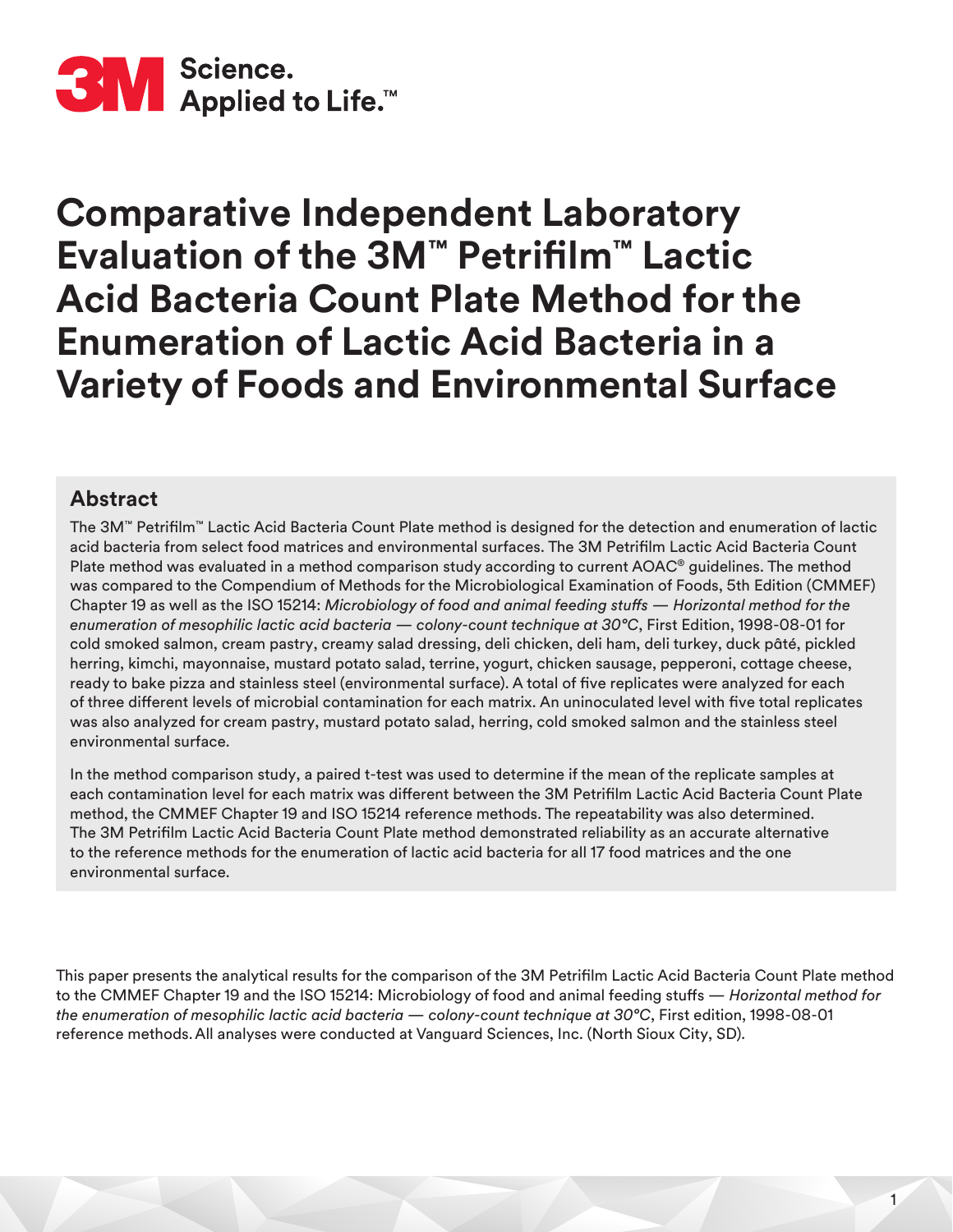3M Science. Applied to Life.™

# Comparative Independent Laboratory Evaluation of the 3M™ Petrifilm™ Lactic Acid Bacteria Count Plate Method for the Enumeration of Lactic Acid Bacteria in a Variety of Foods and Environmental Surface

## Abstract

The 3M™ Petrifilm™ Lactic Acid Bacteria Count Plate method is designed for the detection and enumeration of lactic acid bacteria from select food matrices and environmental surfaces. The 3M Petrifilm Lactic Acid Bacteria Count Plate method was evaluated in a method comparison study according to current AOAC® guidelines. The method was compared to the Compendium of Methods for the Microbiological Examination of Foods, 5th Edition (CMMEF) Chapter 19 as well as the ISO 15214: *Microbiology of food and animal feeding stuffs — Horizontal method for the enumeration of mesophilic lactic acid bacteria — colony-count technique at 30°C*, First Edition, 1998-08-01 for cold smoked salmon, cream pastry, creamy salad dressing, deli chicken, deli ham, deli turkey, duck pâté, pickled herring, kimchi, mayonnaise, mustard potato salad, terrine, yogurt, chicken sausage, pepperoni, cottage cheese, ready to bake pizza and stainless steel (environmental surface). A total of five replicates were analyzed for each of three different levels of microbial contamination for each matrix. An uninoculated level with five total replicates was also analyzed for cream pastry, mustard potato salad, herring, cold smoked salmon and the stainless steel environmental surface.

In the method comparison study, a paired t-test was used to determine if the mean of the replicate samples at each contamination level for each matrix was different between the 3M Petrifilm Lactic Acid Bacteria Count Plate method, the CMMEF Chapter 19 and ISO 15214 reference methods. The repeatability was also determined. The 3M Petrifilm Lactic Acid Bacteria Count Plate method demonstrated reliability as an accurate alternative to the reference methods for the enumeration of lactic acid bacteria for all 17 food matrices and the one environmental surface.

This paper presents the analytical results for the comparison of the 3M Petrifilm Lactic Acid Bacteria Count Plate method to the CMMEF Chapter 19 and the ISO 15214: Microbiology of food and animal feeding stuffs — *Horizontal method for the enumeration of mesophilic lactic acid bacteria — colony-count technique at 30°C*, First edition, 1998-08-01 reference methods. All analyses were conducted at Vanguard Sciences, Inc. (North Sioux City, SD).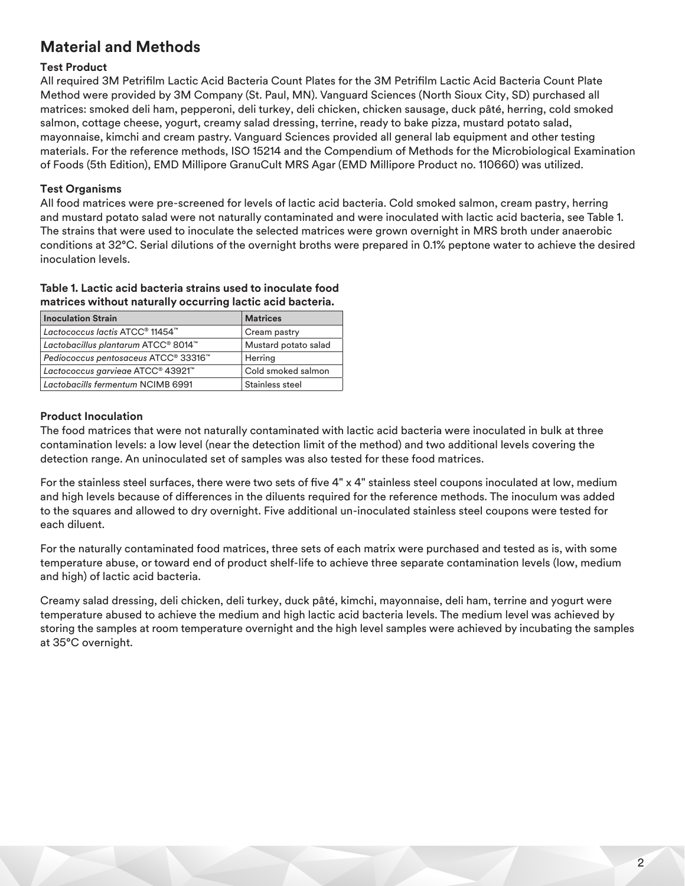## Material and Methods

### Test Product

All required 3M Petrifilm Lactic Acid Bacteria Count Plates for the 3M Petrifilm Lactic Acid Bacteria Count Plate Method were provided by 3M Company (St. Paul, MN). Vanguard Sciences (North Sioux City, SD) purchased all matrices: smoked deli ham, pepperoni, deli turkey, deli chicken, chicken sausage, duck pâté, herring, cold smoked salmon, cottage cheese, yogurt, creamy salad dressing, terrine, ready to bake pizza, mustard potato salad, mayonnaise, kimchi and cream pastry. Vanguard Sciences provided all general lab equipment and other testing materials. For the reference methods, ISO 15214 and the Compendium of Methods for the Microbiological Examination of Foods (5th Edition), EMD Millipore GranuCult MRS Agar (EMD Millipore Product no. 110660) was utilized.

### Test Organisms

All food matrices were pre-screened for levels of lactic acid bacteria. Cold smoked salmon, cream pastry, herring and mustard potato salad were not naturally contaminated and were inoculated with lactic acid bacteria, see Table 1. The strains that were used to inoculate the selected matrices were grown overnight in MRS broth under anaerobic conditions at 32°C. Serial dilutions of the overnight broths were prepared in 0.1% peptone water to achieve the desired inoculation levels.

**Table 1. Lactic acid bacteria strains used to inoculate food matrices without naturally occurring lactic acid bacteria.**

| Inoculation Strain | Matrices |
|---|---|
| *Lactococcus lactis* ATCC® 11454™ | Cream pastry |
| *Lactobacillus plantarum* ATCC® 8014™ | Mustard potato salad |
| *Pediococcus pentosaceus* ATCC® 33316™ | Herring |
| *Lactococcus garvieae* ATCC® 43921™ | Cold smoked salmon |
| *Lactobacills fermentum* NCIMB 6991 | Stainless steel |

### Product Inoculation

The food matrices that were not naturally contaminated with lactic acid bacteria were inoculated in bulk at three contamination levels: a low level (near the detection limit of the method) and two additional levels covering the detection range. An uninoculated set of samples was also tested for these food matrices.

For the stainless steel surfaces, there were two sets of five 4" x 4" stainless steel coupons inoculated at low, medium and high levels because of differences in the diluents required for the reference methods. The inoculum was added to the squares and allowed to dry overnight. Five additional un-inoculated stainless steel coupons were tested for each diluent.

For the naturally contaminated food matrices, three sets of each matrix were purchased and tested as is, with some temperature abuse, or toward end of product shelf-life to achieve three separate contamination levels (low, medium and high) of lactic acid bacteria.

Creamy salad dressing, deli chicken, deli turkey, duck pâté, kimchi, mayonnaise, deli ham, terrine and yogurt were temperature abused to achieve the medium and high lactic acid bacteria levels. The medium level was achieved by storing the samples at room temperature overnight and the high level samples were achieved by incubating the samples at 35°C overnight.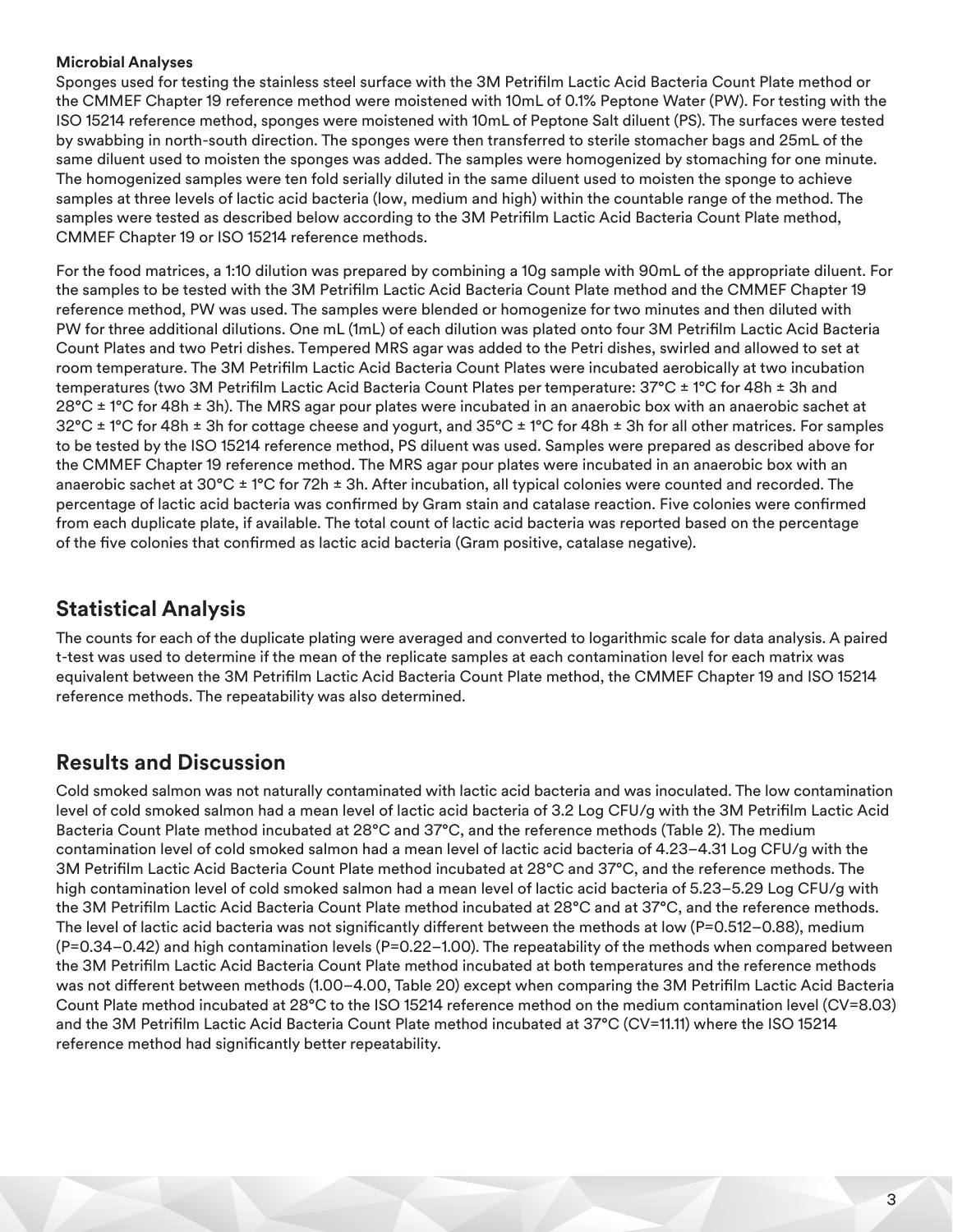**Microbial Analyses**

Sponges used for testing the stainless steel surface with the 3M Petrifilm Lactic Acid Bacteria Count Plate method or the CMMEF Chapter 19 reference method were moistened with 10mL of 0.1% Peptone Water (PW). For testing with the ISO 15214 reference method, sponges were moistened with 10mL of Peptone Salt diluent (PS). The surfaces were tested by swabbing in north-south direction. The sponges were then transferred to sterile stomacher bags and 25mL of the same diluent used to moisten the sponges was added. The samples were homogenized by stomaching for one minute. The homogenized samples were ten fold serially diluted in the same diluent used to moisten the sponge to achieve samples at three levels of lactic acid bacteria (low, medium and high) within the countable range of the method. The samples were tested as described below according to the 3M Petrifilm Lactic Acid Bacteria Count Plate method, CMMEF Chapter 19 or ISO 15214 reference methods.

For the food matrices, a 1:10 dilution was prepared by combining a 10g sample with 90mL of the appropriate diluent. For the samples to be tested with the 3M Petrifilm Lactic Acid Bacteria Count Plate method and the CMMEF Chapter 19 reference method, PW was used. The samples were blended or homogenize for two minutes and then diluted with PW for three additional dilutions. One mL (1mL) of each dilution was plated onto four 3M Petrifilm Lactic Acid Bacteria Count Plates and two Petri dishes. Tempered MRS agar was added to the Petri dishes, swirled and allowed to set at room temperature. The 3M Petrifilm Lactic Acid Bacteria Count Plates were incubated aerobically at two incubation temperatures (two 3M Petrifilm Lactic Acid Bacteria Count Plates per temperature: 37°C ± 1°C for 48h ± 3h and 28°C ± 1°C for 48h ± 3h). The MRS agar pour plates were incubated in an anaerobic box with an anaerobic sachet at 32°C ± 1°C for 48h ± 3h for cottage cheese and yogurt, and 35°C ± 1°C for 48h ± 3h for all other matrices. For samples to be tested by the ISO 15214 reference method, PS diluent was used. Samples were prepared as described above for the CMMEF Chapter 19 reference method. The MRS agar pour plates were incubated in an anaerobic box with an anaerobic sachet at 30°C ± 1°C for 72h ± 3h. After incubation, all typical colonies were counted and recorded. The percentage of lactic acid bacteria was confirmed by Gram stain and catalase reaction. Five colonies were confirmed from each duplicate plate, if available. The total count of lactic acid bacteria was reported based on the percentage of the five colonies that confirmed as lactic acid bacteria (Gram positive, catalase negative).

## Statistical Analysis

The counts for each of the duplicate plating were averaged and converted to logarithmic scale for data analysis. A paired t-test was used to determine if the mean of the replicate samples at each contamination level for each matrix was equivalent between the 3M Petrifilm Lactic Acid Bacteria Count Plate method, the CMMEF Chapter 19 and ISO 15214 reference methods. The repeatability was also determined.

## Results and Discussion

Cold smoked salmon was not naturally contaminated with lactic acid bacteria and was inoculated. The low contamination level of cold smoked salmon had a mean level of lactic acid bacteria of 3.2 Log CFU/g with the 3M Petrifilm Lactic Acid Bacteria Count Plate method incubated at 28°C and 37°C, and the reference methods (Table 2). The medium contamination level of cold smoked salmon had a mean level of lactic acid bacteria of 4.23–4.31 Log CFU/g with the 3M Petrifilm Lactic Acid Bacteria Count Plate method incubated at 28°C and 37°C, and the reference methods. The high contamination level of cold smoked salmon had a mean level of lactic acid bacteria of 5.23–5.29 Log CFU/g with the 3M Petrifilm Lactic Acid Bacteria Count Plate method incubated at 28°C and at 37°C, and the reference methods. The level of lactic acid bacteria was not significantly different between the methods at low (P=0.512–0.88), medium (P=0.34–0.42) and high contamination levels (P=0.22–1.00). The repeatability of the methods when compared between the 3M Petrifilm Lactic Acid Bacteria Count Plate method incubated at both temperatures and the reference methods was not different between methods (1.00–4.00, Table 20) except when comparing the 3M Petrifilm Lactic Acid Bacteria Count Plate method incubated at 28°C to the ISO 15214 reference method on the medium contamination level (CV=8.03) and the 3M Petrifilm Lactic Acid Bacteria Count Plate method incubated at 37°C (CV=11.11) where the ISO 15214 reference method had significantly better repeatability.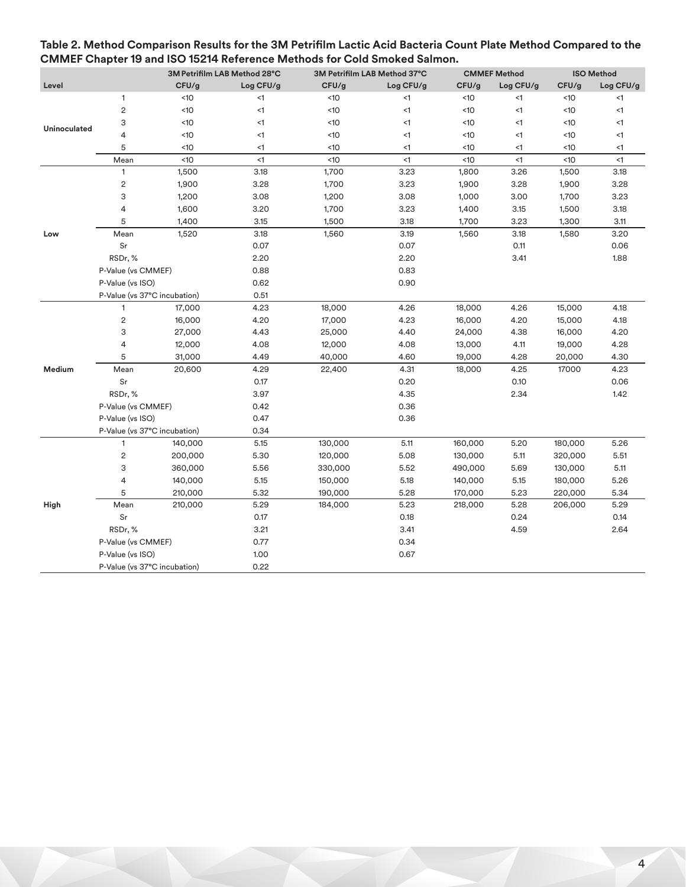**Table 2. Method Comparison Results for the 3M Petrifilm Lactic Acid Bacteria Count Plate Method Compared to the CMMEF Chapter 19 and ISO 15214 Reference Methods for Cold Smoked Salmon.**

| Level | | 3M Petrifilm LAB Method 28°C | | 3M Petrifilm LAB Method 37°C | | CMMEF Method | | ISO Method | |
|---|---|---|---|---|---|---|---|---|---|
| | | CFU/g | Log CFU/g | CFU/g | Log CFU/g | CFU/g | Log CFU/g | CFU/g | Log CFU/g |
| Uninoculated | 1 | <10 | <1 | <10 | <1 | <10 | <1 | <10 | <1 |
| | 2 | <10 | <1 | <10 | <1 | <10 | <1 | <10 | <1 |
| | 3 | <10 | <1 | <10 | <1 | <10 | <1 | <10 | <1 |
| | 4 | <10 | <1 | <10 | <1 | <10 | <1 | <10 | <1 |
| | 5 | <10 | <1 | <10 | <1 | <10 | <1 | <10 | <1 |
| | Mean | <10 | <1 | <10 | <1 | <10 | <1 | <10 | <1 |
| Low | 1 | 1,500 | 3.18 | 1,700 | 3.23 | 1,800 | 3.26 | 1,500 | 3.18 |
| | 2 | 1,900 | 3.28 | 1,700 | 3.23 | 1,900 | 3.28 | 1,900 | 3.28 |
| | 3 | 1,200 | 3.08 | 1,200 | 3.08 | 1,000 | 3.00 | 1,700 | 3.23 |
| | 4 | 1,600 | 3.20 | 1,700 | 3.23 | 1,400 | 3.15 | 1,500 | 3.18 |
| | 5 | 1,400 | 3.15 | 1,500 | 3.18 | 1,700 | 3.23 | 1,300 | 3.11 |
| | Mean | 1,520 | 3.18 | 1,560 | 3.19 | 1,560 | 3.18 | 1,580 | 3.20 |
| | Sr | | 0.07 | | 0.07 | | 0.11 | | 0.06 |
| | RSDr, % | | 2.20 | | 2.20 | | 3.41 | | 1.88 |
| | P-Value (vs CMMEF) | | 0.88 | | 0.83 | | | | |
| | P-Value (vs ISO) | | 0.62 | | 0.90 | | | | |
| | P-Value (vs 37°C incubation) | | 0.51 | | | | | | |
| Medium | 1 | 17,000 | 4.23 | 18,000 | 4.26 | 18,000 | 4.26 | 15,000 | 4.18 |
| | 2 | 16,000 | 4.20 | 17,000 | 4.23 | 16,000 | 4.20 | 15,000 | 4.18 |
| | 3 | 27,000 | 4.43 | 25,000 | 4.40 | 24,000 | 4.38 | 16,000 | 4.20 |
| | 4 | 12,000 | 4.08 | 12,000 | 4.08 | 13,000 | 4.11 | 19,000 | 4.28 |
| | 5 | 31,000 | 4.49 | 40,000 | 4.60 | 19,000 | 4.28 | 20,000 | 4.30 |
| | Mean | 20,600 | 4.29 | 22,400 | 4.31 | 18,000 | 4.25 | 17000 | 4.23 |
| | Sr | | 0.17 | | 0.20 | | 0.10 | | 0.06 |
| | RSDr, % | | 3.97 | | 4.35 | | 2.34 | | 1.42 |
| | P-Value (vs CMMEF) | | 0.42 | | 0.36 | | | | |
| | P-Value (vs ISO) | | 0.47 | | 0.36 | | | | |
| | P-Value (vs 37°C incubation) | | 0.34 | | | | | | |
| High | 1 | 140,000 | 5.15 | 130,000 | 5.11 | 160,000 | 5.20 | 180,000 | 5.26 |
| | 2 | 200,000 | 5.30 | 120,000 | 5.08 | 130,000 | 5.11 | 320,000 | 5.51 |
| | 3 | 360,000 | 5.56 | 330,000 | 5.52 | 490,000 | 5.69 | 130,000 | 5.11 |
| | 4 | 140,000 | 5.15 | 150,000 | 5.18 | 140,000 | 5.15 | 180,000 | 5.26 |
| | 5 | 210,000 | 5.32 | 190,000 | 5.28 | 170,000 | 5.23 | 220,000 | 5.34 |
| | Mean | 210,000 | 5.29 | 184,000 | 5.23 | 218,000 | 5.28 | 206,000 | 5.29 |
| | Sr | | 0.17 | | 0.18 | | 0.24 | | 0.14 |
| | RSDr, % | | 3.21 | | 3.41 | | 4.59 | | 2.64 |
| | P-Value (vs CMMEF) | | 0.77 | | 0.34 | | | | |
| | P-Value (vs ISO) | | 1.00 | | 0.67 | | | | |
| | P-Value (vs 37°C incubation) | | 0.22 | | | | | | |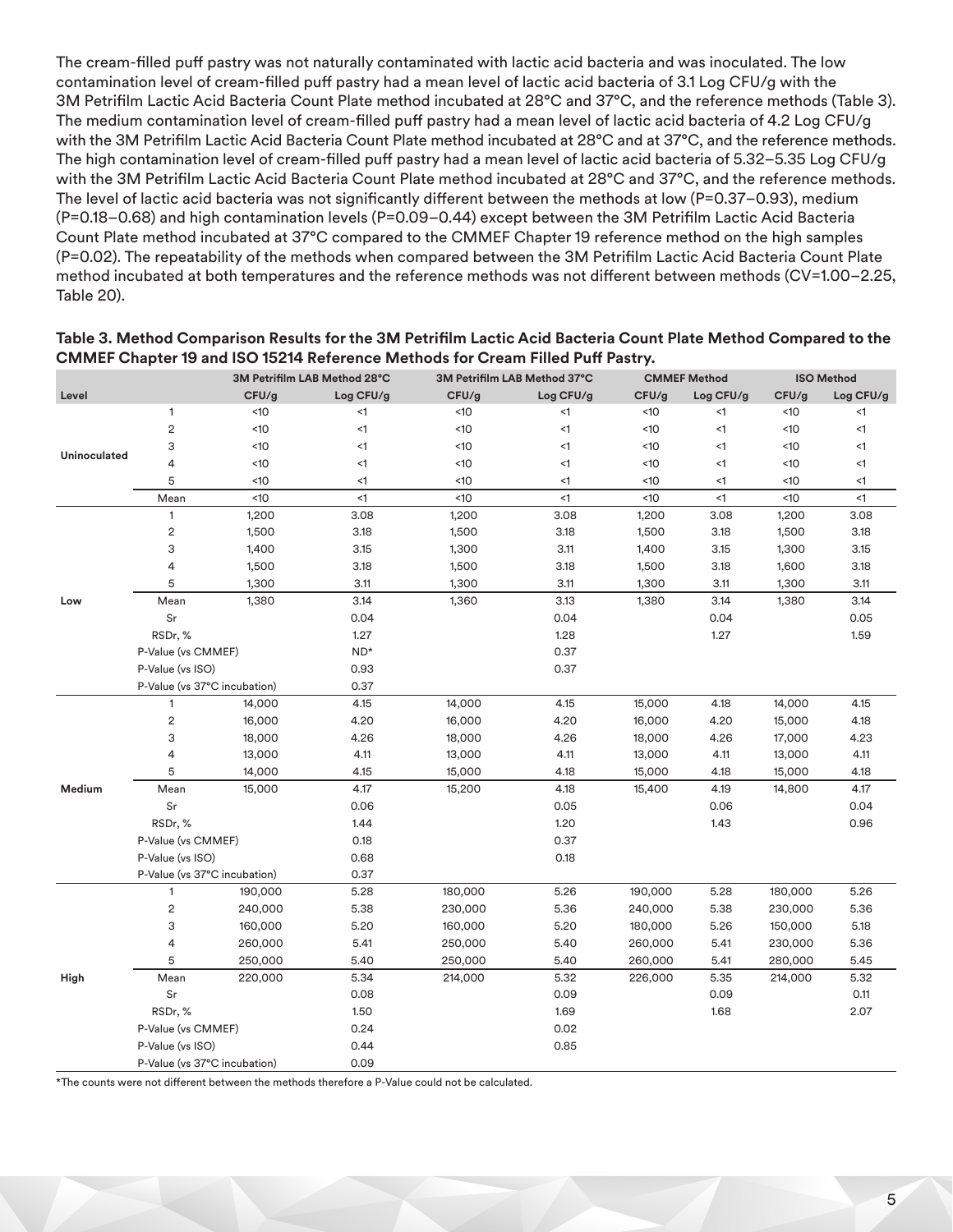The cream-filled puff pastry was not naturally contaminated with lactic acid bacteria and was inoculated. The low contamination level of cream-filled puff pastry had a mean level of lactic acid bacteria of 3.1 Log CFU/g with the 3M Petrifilm Lactic Acid Bacteria Count Plate method incubated at 28°C and 37°C, and the reference methods (Table 3). The medium contamination level of cream-filled puff pastry had a mean level of lactic acid bacteria of 4.2 Log CFU/g with the 3M Petrifilm Lactic Acid Bacteria Count Plate method incubated at 28°C and at 37°C, and the reference methods. The high contamination level of cream-filled puff pastry had a mean level of lactic acid bacteria of 5.32–5.35 Log CFU/g with the 3M Petrifilm Lactic Acid Bacteria Count Plate method incubated at 28°C and 37°C, and the reference methods. The level of lactic acid bacteria was not significantly different between the methods at low (P=0.37–0.93), medium (P=0.18–0.68) and high contamination levels (P=0.09–0.44) except between the 3M Petrifilm Lactic Acid Bacteria Count Plate method incubated at 37°C compared to the CMMEF Chapter 19 reference method on the high samples (P=0.02). The repeatability of the methods when compared between the 3M Petrifilm Lactic Acid Bacteria Count Plate method incubated at both temperatures and the reference methods was not different between methods (CV=1.00–2.25, Table 20).

**Table 3. Method Comparison Results for the 3M Petrifilm Lactic Acid Bacteria Count Plate Method Compared to the CMMEF Chapter 19 and ISO 15214 Reference Methods for Cream Filled Puff Pastry.**

| | | 3M Petrifilm LAB Method 28°C | | 3M Petrifilm LAB Method 37°C | | CMMEF Method | | ISO Method | |
|---|---|---|---|---|---|---|---|---|---|
| Level | | CFU/g | Log CFU/g | CFU/g | Log CFU/g | CFU/g | Log CFU/g | CFU/g | Log CFU/g |
| Uninoculated | 1 | <10 | <1 | <10 | <1 | <10 | <1 | <10 | <1 |
| | 2 | <10 | <1 | <10 | <1 | <10 | <1 | <10 | <1 |
| | 3 | <10 | <1 | <10 | <1 | <10 | <1 | <10 | <1 |
| | 4 | <10 | <1 | <10 | <1 | <10 | <1 | <10 | <1 |
| | 5 | <10 | <1 | <10 | <1 | <10 | <1 | <10 | <1 |
| | Mean | <10 | <1 | <10 | <1 | <10 | <1 | <10 | <1 |
| Low | 1 | 1,200 | 3.08 | 1,200 | 3.08 | 1,200 | 3.08 | 1,200 | 3.08 |
| | 2 | 1,500 | 3.18 | 1,500 | 3.18 | 1,500 | 3.18 | 1,500 | 3.18 |
| | 3 | 1,400 | 3.15 | 1,300 | 3.11 | 1,400 | 3.15 | 1,300 | 3.15 |
| | 4 | 1,500 | 3.18 | 1,500 | 3.18 | 1,500 | 3.18 | 1,600 | 3.18 |
| | 5 | 1,300 | 3.11 | 1,300 | 3.11 | 1,300 | 3.11 | 1,300 | 3.11 |
| | Mean | 1,380 | 3.14 | 1,360 | 3.13 | 1,380 | 3.14 | 1,380 | 3.14 |
| | Sr | | 0.04 | | 0.04 | | 0.04 | | 0.05 |
| | RSDr, % | | 1.27 | | 1.28 | | 1.27 | | 1.59 |
| | P-Value (vs CMMEF) | | ND* | | 0.37 | | | | |
| | P-Value (vs ISO) | | 0.93 | | 0.37 | | | | |
| | P-Value (vs 37°C incubation) | | 0.37 | | | | | | |
| Medium | 1 | 14,000 | 4.15 | 14,000 | 4.15 | 15,000 | 4.18 | 14,000 | 4.15 |
| | 2 | 16,000 | 4.20 | 16,000 | 4.20 | 16,000 | 4.20 | 15,000 | 4.18 |
| | 3 | 18,000 | 4.26 | 18,000 | 4.26 | 18,000 | 4.26 | 17,000 | 4.23 |
| | 4 | 13,000 | 4.11 | 13,000 | 4.11 | 13,000 | 4.11 | 13,000 | 4.11 |
| | 5 | 14,000 | 4.15 | 15,000 | 4.18 | 15,000 | 4.18 | 15,000 | 4.18 |
| | Mean | 15,000 | 4.17 | 15,200 | 4.18 | 15,400 | 4.19 | 14,800 | 4.17 |
| | Sr | | 0.06 | | 0.05 | | 0.06 | | 0.04 |
| | RSDr, % | | 1.44 | | 1.20 | | 1.43 | | 0.96 |
| | P-Value (vs CMMEF) | | 0.18 | | 0.37 | | | | |
| | P-Value (vs ISO) | | 0.68 | | 0.18 | | | | |
| | P-Value (vs 37°C incubation) | | 0.37 | | | | | | |
| High | 1 | 190,000 | 5.28 | 180,000 | 5.26 | 190,000 | 5.28 | 180,000 | 5.26 |
| | 2 | 240,000 | 5.38 | 230,000 | 5.36 | 240,000 | 5.38 | 230,000 | 5.36 |
| | 3 | 160,000 | 5.20 | 160,000 | 5.20 | 180,000 | 5.26 | 150,000 | 5.18 |
| | 4 | 260,000 | 5.41 | 250,000 | 5.40 | 260,000 | 5.41 | 230,000 | 5.36 |
| | 5 | 250,000 | 5.40 | 250,000 | 5.40 | 260,000 | 5.41 | 280,000 | 5.45 |
| | Mean | 220,000 | 5.34 | 214,000 | 5.32 | 226,000 | 5.35 | 214,000 | 5.32 |
| | Sr | | 0.08 | | 0.09 | | 0.09 | | 0.11 |
| | RSDr, % | | 1.50 | | 1.69 | | 1.68 | | 2.07 |
| | P-Value (vs CMMEF) | | 0.24 | | 0.02 | | | | |
| | P-Value (vs ISO) | | 0.44 | | 0.85 | | | | |
| | P-Value (vs 37°C incubation) | | 0.09 | | | | | | |

*The counts were not different between the methods therefore a P-Value could not be calculated.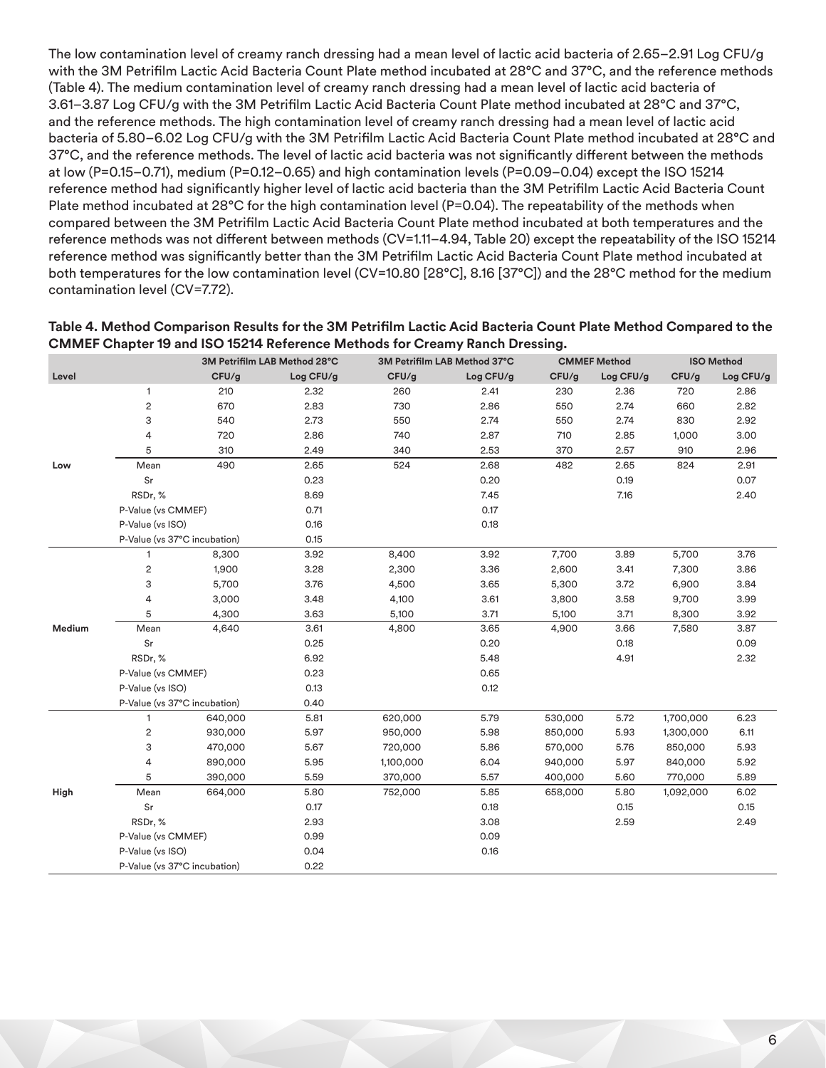The low contamination level of creamy ranch dressing had a mean level of lactic acid bacteria of 2.65–2.91 Log CFU/g with the 3M Petrifilm Lactic Acid Bacteria Count Plate method incubated at 28°C and 37°C, and the reference methods (Table 4). The medium contamination level of creamy ranch dressing had a mean level of lactic acid bacteria of 3.61–3.87 Log CFU/g with the 3M Petrifilm Lactic Acid Bacteria Count Plate method incubated at 28°C and 37°C, and the reference methods. The high contamination level of creamy ranch dressing had a mean level of lactic acid bacteria of 5.80–6.02 Log CFU/g with the 3M Petrifilm Lactic Acid Bacteria Count Plate method incubated at 28°C and 37°C, and the reference methods. The level of lactic acid bacteria was not significantly different between the methods at low (P=0.15–0.71), medium (P=0.12–0.65) and high contamination levels (P=0.09–0.04) except the ISO 15214 reference method had significantly higher level of lactic acid bacteria than the 3M Petrifilm Lactic Acid Bacteria Count Plate method incubated at 28°C for the high contamination level (P=0.04). The repeatability of the methods when compared between the 3M Petrifilm Lactic Acid Bacteria Count Plate method incubated at both temperatures and the reference methods was not different between methods (CV=1.11–4.94, Table 20) except the repeatability of the ISO 15214 reference method was significantly better than the 3M Petrifilm Lactic Acid Bacteria Count Plate method incubated at both temperatures for the low contamination level (CV=10.80 [28°C], 8.16 [37°C]) and the 28°C method for the medium contamination level (CV=7.72).

**Table 4. Method Comparison Results for the 3M Petrifilm Lactic Acid Bacteria Count Plate Method Compared to the CMMEF Chapter 19 and ISO 15214 Reference Methods for Creamy Ranch Dressing.**

| | | 3M Petrifilm LAB Method 28°C | | 3M Petrifilm LAB Method 37°C | | CMMEF Method | | ISO Method | |
|---|---|---|---|---|---|---|---|---|---|
| Level | | CFU/g | Log CFU/g | CFU/g | Log CFU/g | CFU/g | Log CFU/g | CFU/g | Log CFU/g |
| Low | 1 | 210 | 2.32 | 260 | 2.41 | 230 | 2.36 | 720 | 2.86 |
| | 2 | 670 | 2.83 | 730 | 2.86 | 550 | 2.74 | 660 | 2.82 |
| | 3 | 540 | 2.73 | 550 | 2.74 | 550 | 2.74 | 830 | 2.92 |
| | 4 | 720 | 2.86 | 740 | 2.87 | 710 | 2.85 | 1,000 | 3.00 |
| | 5 | 310 | 2.49 | 340 | 2.53 | 370 | 2.57 | 910 | 2.96 |
| | Mean | 490 | 2.65 | 524 | 2.68 | 482 | 2.65 | 824 | 2.91 |
| | Sr | | 0.23 | | 0.20 | | 0.19 | | 0.07 |
| | RSDr, % | | 8.69 | | 7.45 | | 7.16 | | 2.40 |
| | P-Value (vs CMMEF) | | 0.71 | | 0.17 | | | | |
| | P-Value (vs ISO) | | 0.16 | | 0.18 | | | | |
| | P-Value (vs 37°C incubation) | | 0.15 | | | | | | |
| Medium | 1 | 8,300 | 3.92 | 8,400 | 3.92 | 7,700 | 3.89 | 5,700 | 3.76 |
| | 2 | 1,900 | 3.28 | 2,300 | 3.36 | 2,600 | 3.41 | 7,300 | 3.86 |
| | 3 | 5,700 | 3.76 | 4,500 | 3.65 | 5,300 | 3.72 | 6,900 | 3.84 |
| | 4 | 3,000 | 3.48 | 4,100 | 3.61 | 3,800 | 3.58 | 9,700 | 3.99 |
| | 5 | 4,300 | 3.63 | 5,100 | 3.71 | 5,100 | 3.71 | 8,300 | 3.92 |
| | Mean | 4,640 | 3.61 | 4,800 | 3.65 | 4,900 | 3.66 | 7,580 | 3.87 |
| | Sr | | 0.25 | | 0.20 | | 0.18 | | 0.09 |
| | RSDr, % | | 6.92 | | 5.48 | | 4.91 | | 2.32 |
| | P-Value (vs CMMEF) | | 0.23 | | 0.65 | | | | |
| | P-Value (vs ISO) | | 0.13 | | 0.12 | | | | |
| | P-Value (vs 37°C incubation) | | 0.40 | | | | | | |
| High | 1 | 640,000 | 5.81 | 620,000 | 5.79 | 530,000 | 5.72 | 1,700,000 | 6.23 |
| | 2 | 930,000 | 5.97 | 950,000 | 5.98 | 850,000 | 5.93 | 1,300,000 | 6.11 |
| | 3 | 470,000 | 5.67 | 720,000 | 5.86 | 570,000 | 5.76 | 850,000 | 5.93 |
| | 4 | 890,000 | 5.95 | 1,100,000 | 6.04 | 940,000 | 5.97 | 840,000 | 5.92 |
| | 5 | 390,000 | 5.59 | 370,000 | 5.57 | 400,000 | 5.60 | 770,000 | 5.89 |
| | Mean | 664,000 | 5.80 | 752,000 | 5.85 | 658,000 | 5.80 | 1,092,000 | 6.02 |
| | Sr | | 0.17 | | 0.18 | | 0.15 | | 0.15 |
| | RSDr, % | | 2.93 | | 3.08 | | 2.59 | | 2.49 |
| | P-Value (vs CMMEF) | | 0.99 | | 0.09 | | | | |
| | P-Value (vs ISO) | | 0.04 | | 0.16 | | | | |
| | P-Value (vs 37°C incubation) | | 0.22 | | | | | | |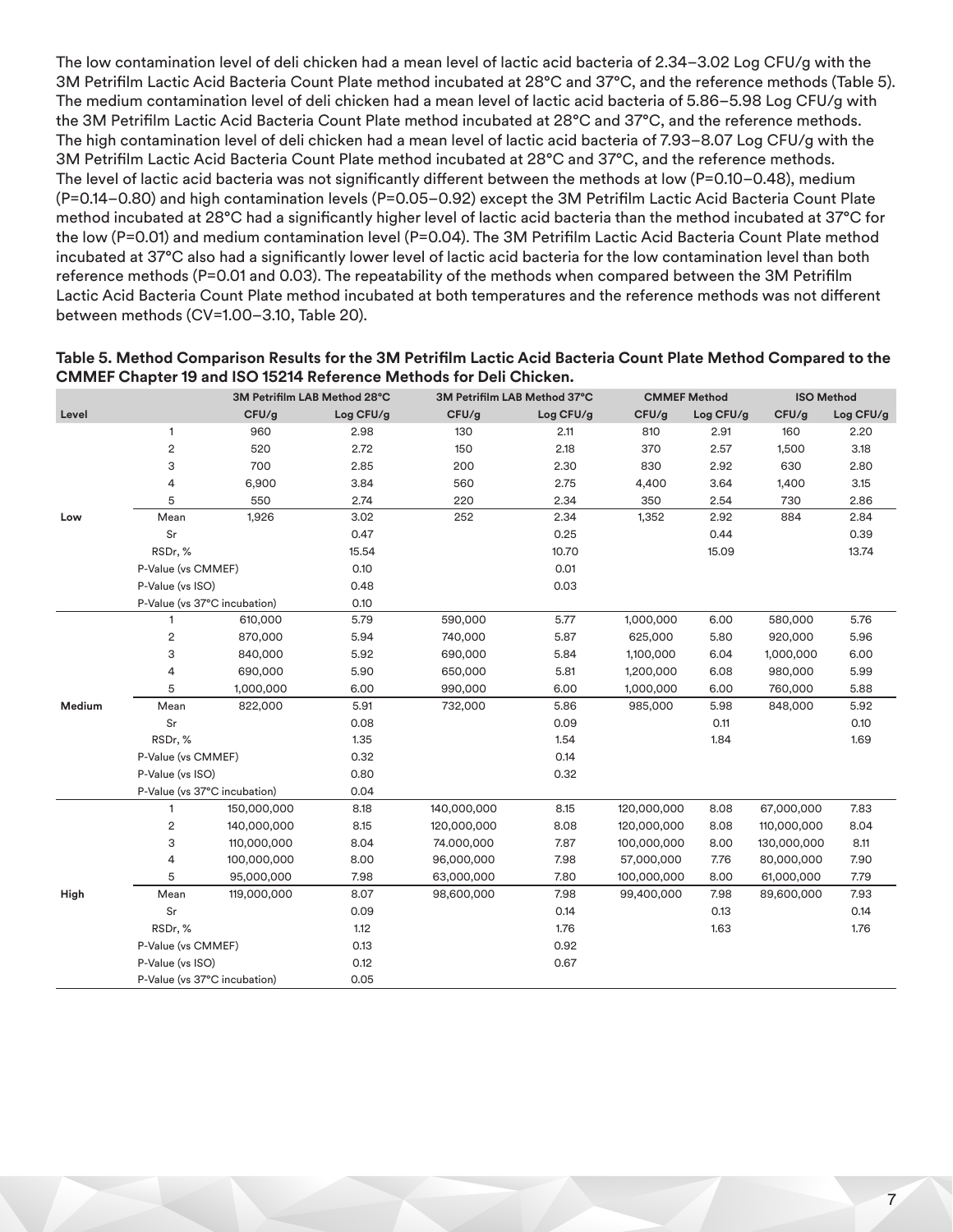The low contamination level of deli chicken had a mean level of lactic acid bacteria of 2.34–3.02 Log CFU/g with the 3M Petrifilm Lactic Acid Bacteria Count Plate method incubated at 28°C and 37°C, and the reference methods (Table 5). The medium contamination level of deli chicken had a mean level of lactic acid bacteria of 5.86–5.98 Log CFU/g with the 3M Petrifilm Lactic Acid Bacteria Count Plate method incubated at 28°C and 37°C, and the reference methods. The high contamination level of deli chicken had a mean level of lactic acid bacteria of 7.93–8.07 Log CFU/g with the 3M Petrifilm Lactic Acid Bacteria Count Plate method incubated at 28°C and 37°C, and the reference methods. The level of lactic acid bacteria was not significantly different between the methods at low (P=0.10–0.48), medium (P=0.14–0.80) and high contamination levels (P=0.05–0.92) except the 3M Petrifilm Lactic Acid Bacteria Count Plate method incubated at 28°C had a significantly higher level of lactic acid bacteria than the method incubated at 37°C for the low (P=0.01) and medium contamination level (P=0.04). The 3M Petrifilm Lactic Acid Bacteria Count Plate method incubated at 37°C also had a significantly lower level of lactic acid bacteria for the low contamination level than both reference methods (P=0.01 and 0.03). The repeatability of the methods when compared between the 3M Petrifilm Lactic Acid Bacteria Count Plate method incubated at both temperatures and the reference methods was not different between methods (CV=1.00–3.10, Table 20).

**Table 5. Method Comparison Results for the 3M Petrifilm Lactic Acid Bacteria Count Plate Method Compared to the CMMEF Chapter 19 and ISO 15214 Reference Methods for Deli Chicken.**

| | | 3M Petrifilm LAB Method 28°C | | 3M Petrifilm LAB Method 37°C | | CMMEF Method | | ISO Method | |
|---|---|---|---|---|---|---|---|---|---|
| **Level** | | **CFU/g** | **Log CFU/g** | **CFU/g** | **Log CFU/g** | **CFU/g** | **Log CFU/g** | **CFU/g** | **Log CFU/g** |
| | 1 | 960 | 2.98 | 130 | 2.11 | 810 | 2.91 | 160 | 2.20 |
| | 2 | 520 | 2.72 | 150 | 2.18 | 370 | 2.57 | 1,500 | 3.18 |
| | 3 | 700 | 2.85 | 200 | 2.30 | 830 | 2.92 | 630 | 2.80 |
| | 4 | 6,900 | 3.84 | 560 | 2.75 | 4,400 | 3.64 | 1,400 | 3.15 |
| | 5 | 550 | 2.74 | 220 | 2.34 | 350 | 2.54 | 730 | 2.86 |
| **Low** | Mean | 1,926 | 3.02 | 252 | 2.34 | 1,352 | 2.92 | 884 | 2.84 |
| | Sr | | 0.47 | | 0.25 | | 0.44 | | 0.39 |
| | RSDr, % | | 15.54 | | 10.70 | | 15.09 | | 13.74 |
| | P-Value (vs CMMEF) | | 0.10 | | 0.01 | | | | |
| | P-Value (vs ISO) | | 0.48 | | 0.03 | | | | |
| | P-Value (vs 37°C incubation) | | 0.10 | | | | | | |
| | 1 | 610,000 | 5.79 | 590,000 | 5.77 | 1,000,000 | 6.00 | 580,000 | 5.76 |
| | 2 | 870,000 | 5.94 | 740,000 | 5.87 | 625,000 | 5.80 | 920,000 | 5.96 |
| | 3 | 840,000 | 5.92 | 690,000 | 5.84 | 1,100,000 | 6.04 | 1,000,000 | 6.00 |
| | 4 | 690,000 | 5.90 | 650,000 | 5.81 | 1,200,000 | 6.08 | 980,000 | 5.99 |
| | 5 | 1,000,000 | 6.00 | 990,000 | 6.00 | 1,000,000 | 6.00 | 760,000 | 5.88 |
| **Medium** | Mean | 822,000 | 5.91 | 732,000 | 5.86 | 985,000 | 5.98 | 848,000 | 5.92 |
| | Sr | | 0.08 | | 0.09 | | 0.11 | | 0.10 |
| | RSDr, % | | 1.35 | | 1.54 | | 1.84 | | 1.69 |
| | P-Value (vs CMMEF) | | 0.32 | | 0.14 | | | | |
| | P-Value (vs ISO) | | 0.80 | | 0.32 | | | | |
| | P-Value (vs 37°C incubation) | | 0.04 | | | | | | |
| | 1 | 150,000,000 | 8.18 | 140,000,000 | 8.15 | 120,000,000 | 8.08 | 67,000,000 | 7.83 |
| | 2 | 140,000,000 | 8.15 | 120,000,000 | 8.08 | 120,000,000 | 8.08 | 110,000,000 | 8.04 |
| | 3 | 110,000,000 | 8.04 | 74,000,000 | 7.87 | 100,000,000 | 8.00 | 130,000,000 | 8.11 |
| | 4 | 100,000,000 | 8.00 | 96,000,000 | 7.98 | 57,000,000 | 7.76 | 80,000,000 | 7.90 |
| | 5 | 95,000,000 | 7.98 | 63,000,000 | 7.80 | 100,000,000 | 8.00 | 61,000,000 | 7.79 |
| **High** | Mean | 119,000,000 | 8.07 | 98,600,000 | 7.98 | 99,400,000 | 7.98 | 89,600,000 | 7.93 |
| | Sr | | 0.09 | | 0.14 | | 0.13 | | 0.14 |
| | RSDr, % | | 1.12 | | 1.76 | | 1.63 | | 1.76 |
| | P-Value (vs CMMEF) | | 0.13 | | 0.92 | | | | |
| | P-Value (vs ISO) | | 0.12 | | 0.67 | | | | |
| | P-Value (vs 37°C incubation) | | 0.05 | | | | | | |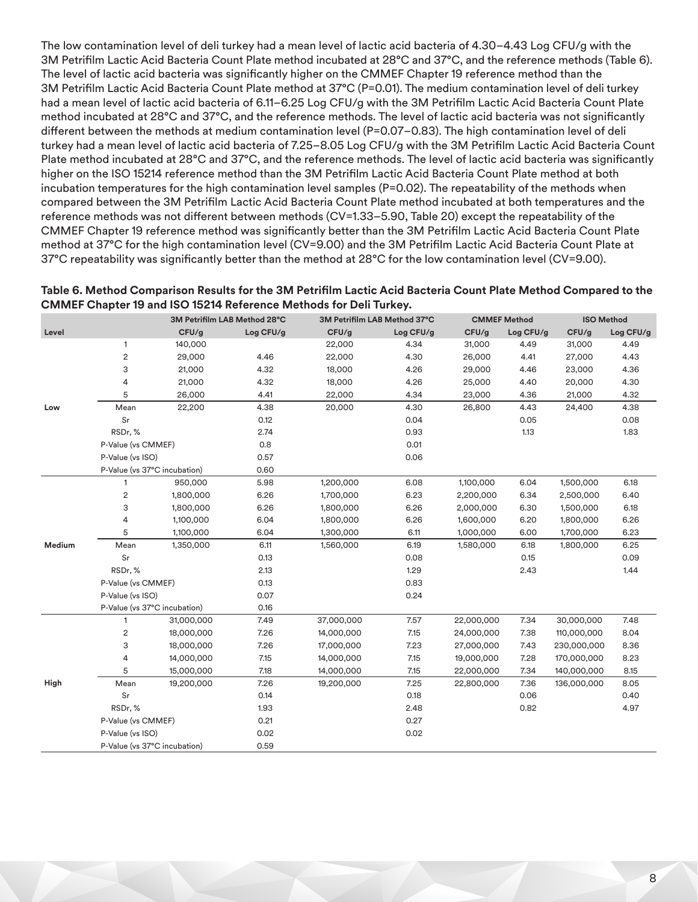The low contamination level of deli turkey had a mean level of lactic acid bacteria of 4.30–4.43 Log CFU/g with the 3M Petrifilm Lactic Acid Bacteria Count Plate method incubated at 28°C and 37°C, and the reference methods (Table 6). The level of lactic acid bacteria was significantly higher on the CMMEF Chapter 19 reference method than the 3M Petrifilm Lactic Acid Bacteria Count Plate method at 37°C (P=0.01). The medium contamination level of deli turkey had a mean level of lactic acid bacteria of 6.11–6.25 Log CFU/g with the 3M Petrifilm Lactic Acid Bacteria Count Plate method incubated at 28°C and 37°C, and the reference methods. The level of lactic acid bacteria was not significantly different between the methods at medium contamination level (P=0.07–0.83). The high contamination level of deli turkey had a mean level of lactic acid bacteria of 7.25–8.05 Log CFU/g with the 3M Petrifilm Lactic Acid Bacteria Count Plate method incubated at 28°C and 37°C, and the reference methods. The level of lactic acid bacteria was significantly higher on the ISO 15214 reference method than the 3M Petrifilm Lactic Acid Bacteria Count Plate method at both incubation temperatures for the high contamination level samples (P=0.02). The repeatability of the methods when compared between the 3M Petrifilm Lactic Acid Bacteria Count Plate method incubated at both temperatures and the reference methods was not different between methods (CV=1.33–5.90, Table 20) except the repeatability of the CMMEF Chapter 19 reference method was significantly better than the 3M Petrifilm Lactic Acid Bacteria Count Plate method at 37°C for the high contamination level (CV=9.00) and the 3M Petrifilm Lactic Acid Bacteria Count Plate at 37°C repeatability was significantly better than the method at 28°C for the low contamination level (CV=9.00).

**Table 6. Method Comparison Results for the 3M Petrifilm Lactic Acid Bacteria Count Plate Method Compared to the CMMEF Chapter 19 and ISO 15214 Reference Methods for Deli Turkey.**

| | | 3M Petrifilm LAB Method 28°C | | 3M Petrifilm LAB Method 37°C | | CMMEF Method | | ISO Method | |
|---|---|---|---|---|---|---|---|---|---|
| Level | | CFU/g | Log CFU/g | CFU/g | Log CFU/g | CFU/g | Log CFU/g | CFU/g | Log CFU/g |
| Low | 1 | 140,000 | | 22,000 | 4.34 | 31,000 | 4.49 | 31,000 | 4.49 |
| | 2 | 29,000 | 4.46 | 22,000 | 4.30 | 26,000 | 4.41 | 27,000 | 4.43 |
| | 3 | 21,000 | 4.32 | 18,000 | 4.26 | 29,000 | 4.46 | 23,000 | 4.36 |
| | 4 | 21,000 | 4.32 | 18,000 | 4.26 | 25,000 | 4.40 | 20,000 | 4.30 |
| | 5 | 26,000 | 4.41 | 22,000 | 4.34 | 23,000 | 4.36 | 21,000 | 4.32 |
| | Mean | 22,200 | 4.38 | 20,000 | 4.30 | 26,800 | 4.43 | 24,400 | 4.38 |
| | Sr | | 0.12 | | 0.04 | | 0.05 | | 0.08 |
| | RSDr, % | | 2.74 | | 0.93 | | 1.13 | | 1.83 |
| | P-Value (vs CMMEF) | | 0.8 | | 0.01 | | | | |
| | P-Value (vs ISO) | | 0.57 | | 0.06 | | | | |
| | P-Value (vs 37°C incubation) | | 0.60 | | | | | | |
| Medium | 1 | 950,000 | 5.98 | 1,200,000 | 6.08 | 1,100,000 | 6.04 | 1,500,000 | 6.18 |
| | 2 | 1,800,000 | 6.26 | 1,700,000 | 6.23 | 2,200,000 | 6.34 | 2,500,000 | 6.40 |
| | 3 | 1,800,000 | 6.26 | 1,800,000 | 6.26 | 2,000,000 | 6.30 | 1,500,000 | 6.18 |
| | 4 | 1,100,000 | 6.04 | 1,800,000 | 6.26 | 1,600,000 | 6.20 | 1,800,000 | 6.26 |
| | 5 | 1,100,000 | 6.04 | 1,300,000 | 6.11 | 1,000,000 | 6.00 | 1,700,000 | 6.23 |
| | Mean | 1,350,000 | 6.11 | 1,560,000 | 6.19 | 1,580,000 | 6.18 | 1,800,000 | 6.25 |
| | Sr | | 0.13 | | 0.08 | | 0.15 | | 0.09 |
| | RSDr, % | | 2.13 | | 1.29 | | 2.43 | | 1.44 |
| | P-Value (vs CMMEF) | | 0.13 | | 0.83 | | | | |
| | P-Value (vs ISO) | | 0.07 | | 0.24 | | | | |
| | P-Value (vs 37°C incubation) | | 0.16 | | | | | | |
| High | 1 | 31,000,000 | 7.49 | 37,000,000 | 7.57 | 22,000,000 | 7.34 | 30,000,000 | 7.48 |
| | 2 | 18,000,000 | 7.26 | 14,000,000 | 7.15 | 24,000,000 | 7.38 | 110,000,000 | 8.04 |
| | 3 | 18,000,000 | 7.26 | 17,000,000 | 7.23 | 27,000,000 | 7.43 | 230,000,000 | 8.36 |
| | 4 | 14,000,000 | 7.15 | 14,000,000 | 7.15 | 19,000,000 | 7.28 | 170,000,000 | 8.23 |
| | 5 | 15,000,000 | 7.18 | 14,000,000 | 7.15 | 22,000,000 | 7.34 | 140,000,000 | 8.15 |
| | Mean | 19,200,000 | 7.26 | 19,200,000 | 7.25 | 22,800,000 | 7.36 | 136,000,000 | 8.05 |
| | Sr | | 0.14 | | 0.18 | | 0.06 | | 0.40 |
| | RSDr, % | | 1.93 | | 2.48 | | 0.82 | | 4.97 |
| | P-Value (vs CMMEF) | | 0.21 | | 0.27 | | | | |
| | P-Value (vs ISO) | | 0.02 | | 0.02 | | | | |
| | P-Value (vs 37°C incubation) | | 0.59 | | | | | | |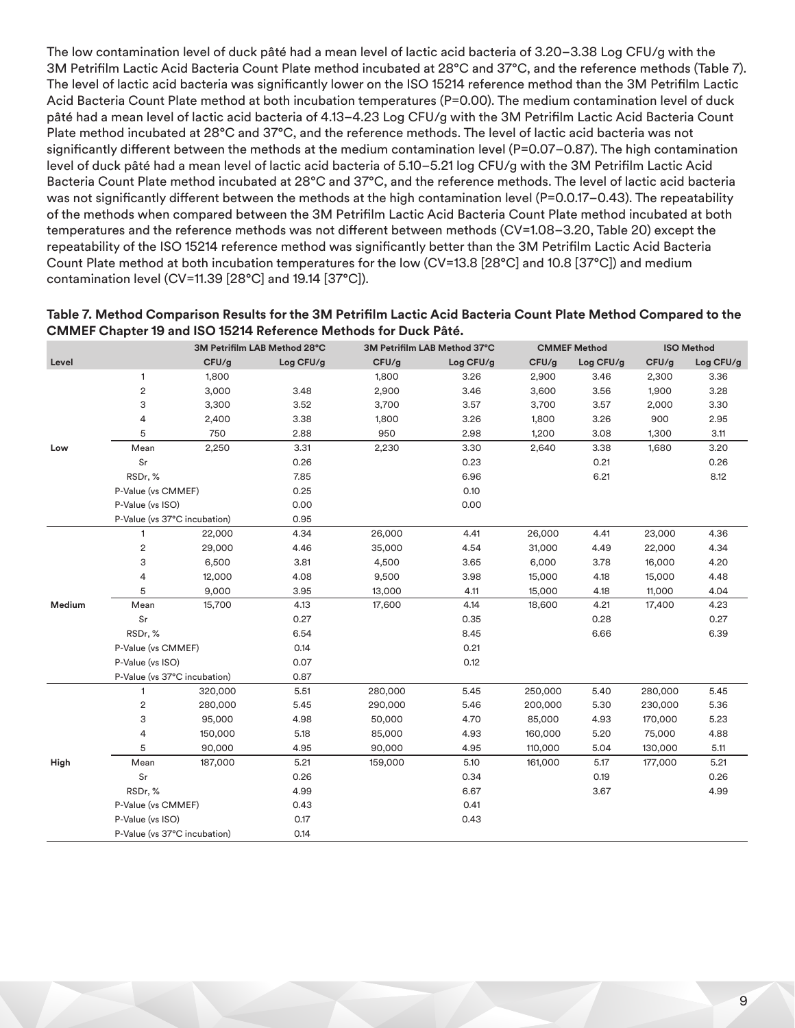The low contamination level of duck pâté had a mean level of lactic acid bacteria of 3.20–3.38 Log CFU/g with the 3M Petrifilm Lactic Acid Bacteria Count Plate method incubated at 28°C and 37°C, and the reference methods (Table 7). The level of lactic acid bacteria was significantly lower on the ISO 15214 reference method than the 3M Petrifilm Lactic Acid Bacteria Count Plate method at both incubation temperatures (P=0.00). The medium contamination level of duck pâté had a mean level of lactic acid bacteria of 4.13–4.23 Log CFU/g with the 3M Petrifilm Lactic Acid Bacteria Count Plate method incubated at 28°C and 37°C, and the reference methods. The level of lactic acid bacteria was not significantly different between the methods at the medium contamination level (P=0.07–0.87). The high contamination level of duck pâté had a mean level of lactic acid bacteria of 5.10–5.21 log CFU/g with the 3M Petrifilm Lactic Acid Bacteria Count Plate method incubated at 28°C and 37°C, and the reference methods. The level of lactic acid bacteria was not significantly different between the methods at the high contamination level (P=0.0.17–0.43). The repeatability of the methods when compared between the 3M Petrifilm Lactic Acid Bacteria Count Plate method incubated at both temperatures and the reference methods was not different between methods (CV=1.08–3.20, Table 20) except the repeatability of the ISO 15214 reference method was significantly better than the 3M Petrifilm Lactic Acid Bacteria Count Plate method at both incubation temperatures for the low (CV=13.8 [28°C] and 10.8 [37°C]) and medium contamination level (CV=11.39 [28°C] and 19.14 [37°C]).

**Table 7. Method Comparison Results for the 3M Petrifilm Lactic Acid Bacteria Count Plate Method Compared to the CMMEF Chapter 19 and ISO 15214 Reference Methods for Duck Pâté.**

| Level | | 3M Petrifilm LAB Method 28°C | | 3M Petrifilm LAB Method 37°C | | CMMEF Method | | ISO Method | |
|---|---|---|---|---|---|---|---|---|---|
| | | CFU/g | Log CFU/g | CFU/g | Log CFU/g | CFU/g | Log CFU/g | CFU/g | Log CFU/g |
| Low | 1 | 1,800 | | 1,800 | 3.26 | 2,900 | 3.46 | 2,300 | 3.36 |
| | 2 | 3,000 | 3.48 | 2,900 | 3.46 | 3,600 | 3.56 | 1,900 | 3.28 |
| | 3 | 3,300 | 3.52 | 3,700 | 3.57 | 3,700 | 3.57 | 2,000 | 3.30 |
| | 4 | 2,400 | 3.38 | 1,800 | 3.26 | 1,800 | 3.26 | 900 | 2.95 |
| | 5 | 750 | 2.88 | 950 | 2.98 | 1,200 | 3.08 | 1,300 | 3.11 |
| | Mean | 2,250 | 3.31 | 2,230 | 3.30 | 2,640 | 3.38 | 1,680 | 3.20 |
| | Sr | | 0.26 | | 0.23 | | 0.21 | | 0.26 |
| | RSDr, % | | 7.85 | | 6.96 | | 6.21 | | 8.12 |
| | P-Value (vs CMMEF) | | 0.25 | | 0.10 | | | | |
| | P-Value (vs ISO) | | 0.00 | | 0.00 | | | | |
| | P-Value (vs 37°C incubation) | | 0.95 | | | | | | |
| Medium | 1 | 22,000 | 4.34 | 26,000 | 4.41 | 26,000 | 4.41 | 23,000 | 4.36 |
| | 2 | 29,000 | 4.46 | 35,000 | 4.54 | 31,000 | 4.49 | 22,000 | 4.34 |
| | 3 | 6,500 | 3.81 | 4,500 | 3.65 | 6,000 | 3.78 | 16,000 | 4.20 |
| | 4 | 12,000 | 4.08 | 9,500 | 3.98 | 15,000 | 4.18 | 15,000 | 4.48 |
| | 5 | 9,000 | 3.95 | 13,000 | 4.11 | 15,000 | 4.18 | 11,000 | 4.04 |
| | Mean | 15,700 | 4.13 | 17,600 | 4.14 | 18,600 | 4.21 | 17,400 | 4.23 |
| | Sr | | 0.27 | | 0.35 | | 0.28 | | 0.27 |
| | RSDr, % | | 6.54 | | 8.45 | | 6.66 | | 6.39 |
| | P-Value (vs CMMEF) | | 0.14 | | 0.21 | | | | |
| | P-Value (vs ISO) | | 0.07 | | 0.12 | | | | |
| | P-Value (vs 37°C incubation) | | 0.87 | | | | | | |
| High | 1 | 320,000 | 5.51 | 280,000 | 5.45 | 250,000 | 5.40 | 280,000 | 5.45 |
| | 2 | 280,000 | 5.45 | 290,000 | 5.46 | 200,000 | 5.30 | 230,000 | 5.36 |
| | 3 | 95,000 | 4.98 | 50,000 | 4.70 | 85,000 | 4.93 | 170,000 | 5.23 |
| | 4 | 150,000 | 5.18 | 85,000 | 4.93 | 160,000 | 5.20 | 75,000 | 4.88 |
| | 5 | 90,000 | 4.95 | 90,000 | 4.95 | 110,000 | 5.04 | 130,000 | 5.11 |
| | Mean | 187,000 | 5.21 | 159,000 | 5.10 | 161,000 | 5.17 | 177,000 | 5.21 |
| | Sr | | 0.26 | | 0.34 | | 0.19 | | 0.26 |
| | RSDr, % | | 4.99 | | 6.67 | | 3.67 | | 4.99 |
| | P-Value (vs CMMEF) | | 0.43 | | 0.41 | | | | |
| | P-Value (vs ISO) | | 0.17 | | 0.43 | | | | |
| | P-Value (vs 37°C incubation) | | 0.14 | | | | | | |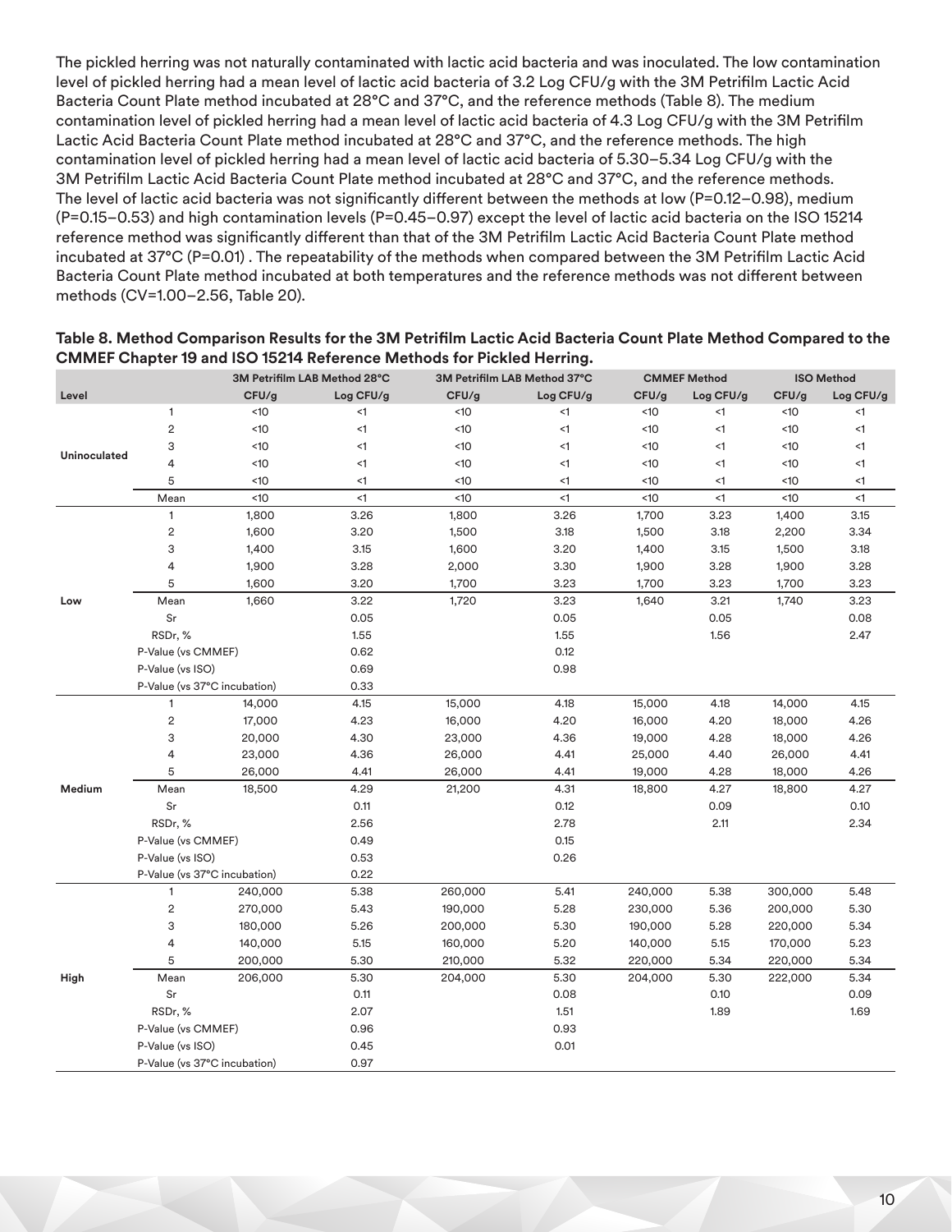The pickled herring was not naturally contaminated with lactic acid bacteria and was inoculated. The low contamination level of pickled herring had a mean level of lactic acid bacteria of 3.2 Log CFU/g with the 3M Petrifilm Lactic Acid Bacteria Count Plate method incubated at 28°C and 37°C, and the reference methods (Table 8). The medium contamination level of pickled herring had a mean level of lactic acid bacteria of 4.3 Log CFU/g with the 3M Petrifilm Lactic Acid Bacteria Count Plate method incubated at 28°C and 37°C, and the reference methods. The high contamination level of pickled herring had a mean level of lactic acid bacteria of 5.30–5.34 Log CFU/g with the 3M Petrifilm Lactic Acid Bacteria Count Plate method incubated at 28°C and 37°C, and the reference methods. The level of lactic acid bacteria was not significantly different between the methods at low (P=0.12–0.98), medium (P=0.15–0.53) and high contamination levels (P=0.45–0.97) except the level of lactic acid bacteria on the ISO 15214 reference method was significantly different than that of the 3M Petrifilm Lactic Acid Bacteria Count Plate method incubated at 37°C (P=0.01) . The repeatability of the methods when compared between the 3M Petrifilm Lactic Acid Bacteria Count Plate method incubated at both temperatures and the reference methods was not different between methods (CV=1.00–2.56, Table 20).

**Table 8. Method Comparison Results for the 3M Petrifilm Lactic Acid Bacteria Count Plate Method Compared to the CMMEF Chapter 19 and ISO 15214 Reference Methods for Pickled Herring.**

| | | 3M Petrifilm LAB Method 28°C | | 3M Petrifilm LAB Method 37°C | | CMMEF Method | | ISO Method | |
|---|---|---|---|---|---|---|---|---|---|
| **Level** | | **CFU/g** | **Log CFU/g** | **CFU/g** | **Log CFU/g** | **CFU/g** | **Log CFU/g** | **CFU/g** | **Log CFU/g** |
| **Uninoculated** | 1 | <10 | <1 | <10 | <1 | <10 | <1 | <10 | <1 |
| | 2 | <10 | <1 | <10 | <1 | <10 | <1 | <10 | <1 |
| | 3 | <10 | <1 | <10 | <1 | <10 | <1 | <10 | <1 |
| | 4 | <10 | <1 | <10 | <1 | <10 | <1 | <10 | <1 |
| | 5 | <10 | <1 | <10 | <1 | <10 | <1 | <10 | <1 |
| | Mean | <10 | <1 | <10 | <1 | <10 | <1 | <10 | <1 |
| **Low** | 1 | 1,800 | 3.26 | 1,800 | 3.26 | 1,700 | 3.23 | 1,400 | 3.15 |
| | 2 | 1,600 | 3.20 | 1,500 | 3.18 | 1,500 | 3.18 | 2,200 | 3.34 |
| | 3 | 1,400 | 3.15 | 1,600 | 3.20 | 1,400 | 3.15 | 1,500 | 3.18 |
| | 4 | 1,900 | 3.28 | 2,000 | 3.30 | 1,900 | 3.28 | 1,900 | 3.28 |
| | 5 | 1,600 | 3.20 | 1,700 | 3.23 | 1,700 | 3.23 | 1,700 | 3.23 |
| | Mean | 1,660 | 3.22 | 1,720 | 3.23 | 1,640 | 3.21 | 1,740 | 3.23 |
| | Sr | | 0.05 | | 0.05 | | 0.05 | | 0.08 |
| | RSDr, % | | 1.55 | | 1.55 | | 1.56 | | 2.47 |
| | P-Value (vs CMMEF) | | 0.62 | | 0.12 | | | | |
| | P-Value (vs ISO) | | 0.69 | | 0.98 | | | | |
| | P-Value (vs 37°C incubation) | | 0.33 | | | | | | |
| **Medium** | 1 | 14,000 | 4.15 | 15,000 | 4.18 | 15,000 | 4.18 | 14,000 | 4.15 |
| | 2 | 17,000 | 4.23 | 16,000 | 4.20 | 16,000 | 4.20 | 18,000 | 4.26 |
| | 3 | 20,000 | 4.30 | 23,000 | 4.36 | 19,000 | 4.28 | 18,000 | 4.26 |
| | 4 | 23,000 | 4.36 | 26,000 | 4.41 | 25,000 | 4.40 | 26,000 | 4.41 |
| | 5 | 26,000 | 4.41 | 26,000 | 4.41 | 19,000 | 4.28 | 18,000 | 4.26 |
| | Mean | 18,500 | 4.29 | 21,200 | 4.31 | 18,800 | 4.27 | 18,800 | 4.27 |
| | Sr | | 0.11 | | 0.12 | | 0.09 | | 0.10 |
| | RSDr, % | | 2.56 | | 2.78 | | 2.11 | | 2.34 |
| | P-Value (vs CMMEF) | | 0.49 | | 0.15 | | | | |
| | P-Value (vs ISO) | | 0.53 | | 0.26 | | | | |
| | P-Value (vs 37°C incubation) | | 0.22 | | | | | | |
| **High** | 1 | 240,000 | 5.38 | 260,000 | 5.41 | 240,000 | 5.38 | 300,000 | 5.48 |
| | 2 | 270,000 | 5.43 | 190,000 | 5.28 | 230,000 | 5.36 | 200,000 | 5.30 |
| | 3 | 180,000 | 5.26 | 200,000 | 5.30 | 190,000 | 5.28 | 220,000 | 5.34 |
| | 4 | 140,000 | 5.15 | 160,000 | 5.20 | 140,000 | 5.15 | 170,000 | 5.23 |
| | 5 | 200,000 | 5.30 | 210,000 | 5.32 | 220,000 | 5.34 | 220,000 | 5.34 |
| | Mean | 206,000 | 5.30 | 204,000 | 5.30 | 204,000 | 5.30 | 222,000 | 5.34 |
| | Sr | | 0.11 | | 0.08 | | 0.10 | | 0.09 |
| | RSDr, % | | 2.07 | | 1.51 | | 1.89 | | 1.69 |
| | P-Value (vs CMMEF) | | 0.96 | | 0.93 | | | | |
| | P-Value (vs ISO) | | 0.45 | | 0.01 | | | | |
| | P-Value (vs 37°C incubation) | | 0.97 | | | | | | |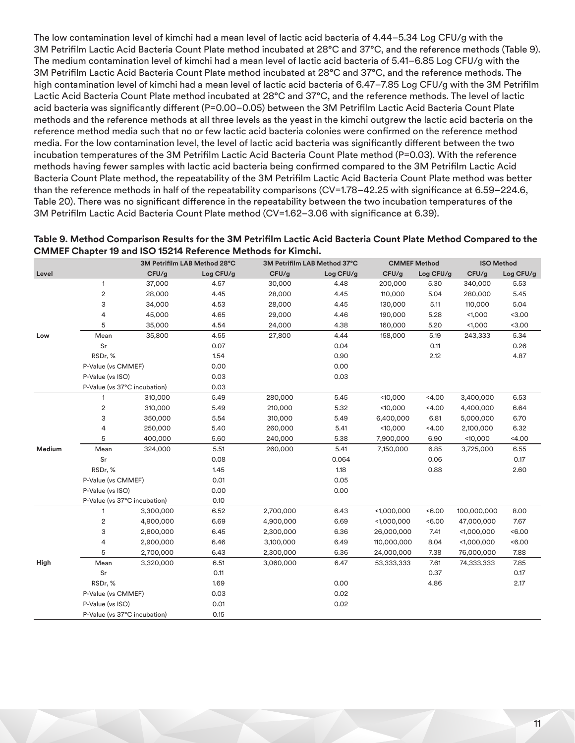The low contamination level of kimchi had a mean level of lactic acid bacteria of 4.44–5.34 Log CFU/g with the 3M Petrifilm Lactic Acid Bacteria Count Plate method incubated at 28°C and 37°C, and the reference methods (Table 9). The medium contamination level of kimchi had a mean level of lactic acid bacteria of 5.41–6.85 Log CFU/g with the 3M Petrifilm Lactic Acid Bacteria Count Plate method incubated at 28°C and 37°C, and the reference methods. The high contamination level of kimchi had a mean level of lactic acid bacteria of 6.47–7.85 Log CFU/g with the 3M Petrifilm Lactic Acid Bacteria Count Plate method incubated at 28°C and 37°C, and the reference methods. The level of lactic acid bacteria was significantly different (P=0.00–0.05) between the 3M Petrifilm Lactic Acid Bacteria Count Plate methods and the reference methods at all three levels as the yeast in the kimchi outgrew the lactic acid bacteria on the reference method media such that no or few lactic acid bacteria colonies were confirmed on the reference method media. For the low contamination level, the level of lactic acid bacteria was significantly different between the two incubation temperatures of the 3M Petrifilm Lactic Acid Bacteria Count Plate method (P=0.03). With the reference methods having fewer samples with lactic acid bacteria being confirmed compared to the 3M Petrifilm Lactic Acid Bacteria Count Plate method, the repeatability of the 3M Petrifilm Lactic Acid Bacteria Count Plate method was better than the reference methods in half of the repeatability comparisons (CV=1.78–42.25 with significance at 6.59–224.6, Table 20). There was no significant difference in the repeatability between the two incubation temperatures of the 3M Petrifilm Lactic Acid Bacteria Count Plate method (CV=1.62–3.06 with significance at 6.39).

**Table 9. Method Comparison Results for the 3M Petrifilm Lactic Acid Bacteria Count Plate Method Compared to the CMMEF Chapter 19 and ISO 15214 Reference Methods for Kimchi.**

| | | 3M Petrifilm LAB Method 28°C | | 3M Petrifilm LAB Method 37°C | | CMMEF Method | | ISO Method | |
|---|---|---|---|---|---|---|---|---|---|
| Level | | CFU/g | Log CFU/g | CFU/g | Log CFU/g | CFU/g | Log CFU/g | CFU/g | Log CFU/g |
| | 1 | 37,000 | 4.57 | 30,000 | 4.48 | 200,000 | 5.30 | 340,000 | 5.53 |
| | 2 | 28,000 | 4.45 | 28,000 | 4.45 | 110,000 | 5.04 | 280,000 | 5.45 |
| | 3 | 34,000 | 4.53 | 28,000 | 4.45 | 130,000 | 5.11 | 110,000 | 5.04 |
| | 4 | 45,000 | 4.65 | 29,000 | 4.46 | 190,000 | 5.28 | <1,000 | <3.00 |
| | 5 | 35,000 | 4.54 | 24,000 | 4.38 | 160,000 | 5.20 | <1,000 | <3.00 |
| Low | Mean | 35,800 | 4.55 | 27,800 | 4.44 | 158,000 | 5.19 | 243,333 | 5.34 |
| | Sr | | 0.07 | | 0.04 | | 0.11 | | 0.26 |
| | RSDr, % | | 1.54 | | 0.90 | | 2.12 | | 4.87 |
| | P-Value (vs CMMEF) | | 0.00 | | 0.00 | | | | |
| | P-Value (vs ISO) | | 0.03 | | 0.03 | | | | |
| | P-Value (vs 37°C incubation) | | 0.03 | | | | | | |
| | 1 | 310,000 | 5.49 | 280,000 | 5.45 | <10,000 | <4.00 | 3,400,000 | 6.53 |
| | 2 | 310,000 | 5.49 | 210,000 | 5.32 | <10,000 | <4.00 | 4,400,000 | 6.64 |
| | 3 | 350,000 | 5.54 | 310,000 | 5.49 | 6,400,000 | 6.81 | 5,000,000 | 6.70 |
| | 4 | 250,000 | 5.40 | 260,000 | 5.41 | <10,000 | <4.00 | 2,100,000 | 6.32 |
| | 5 | 400,000 | 5.60 | 240,000 | 5.38 | 7,900,000 | 6.90 | <10,000 | <4.00 |
| Medium | Mean | 324,000 | 5.51 | 260,000 | 5.41 | 7,150,000 | 6.85 | 3,725,000 | 6.55 |
| | Sr | | 0.08 | | 0.064 | | 0.06 | | 0.17 |
| | RSDr, % | | 1.45 | | 1.18 | | 0.88 | | 2.60 |
| | P-Value (vs CMMEF) | | 0.01 | | 0.05 | | | | |
| | P-Value (vs ISO) | | 0.00 | | 0.00 | | | | |
| | P-Value (vs 37°C incubation) | | 0.10 | | | | | | |
| | 1 | 3,300,000 | 6.52 | 2,700,000 | 6.43 | <1,000,000 | <6.00 | 100,000,000 | 8.00 |
| | 2 | 4,900,000 | 6.69 | 4,900,000 | 6.69 | <1,000,000 | <6.00 | 47,000,000 | 7.67 |
| | 3 | 2,800,000 | 6.45 | 2,300,000 | 6.36 | 26,000,000 | 7.41 | <1,000,000 | <6.00 |
| | 4 | 2,900,000 | 6.46 | 3,100,000 | 6.49 | 110,000,000 | 8.04 | <1,000,000 | <6.00 |
| | 5 | 2,700,000 | 6.43 | 2,300,000 | 6.36 | 24,000,000 | 7.38 | 76,000,000 | 7.88 |
| High | Mean | 3,320,000 | 6.51 | 3,060,000 | 6.47 | 53,333,333 | 7.61 | 74,333,333 | 7.85 |
| | Sr | | 0.11 | | | | 0.37 | | 0.17 |
| | RSDr, % | | 1.69 | | 0.00 | | 4.86 | | 2.17 |
| | P-Value (vs CMMEF) | | 0.03 | | 0.02 | | | | |
| | P-Value (vs ISO) | | 0.01 | | 0.02 | | | | |
| | P-Value (vs 37°C incubation) | | 0.15 | | | | | | |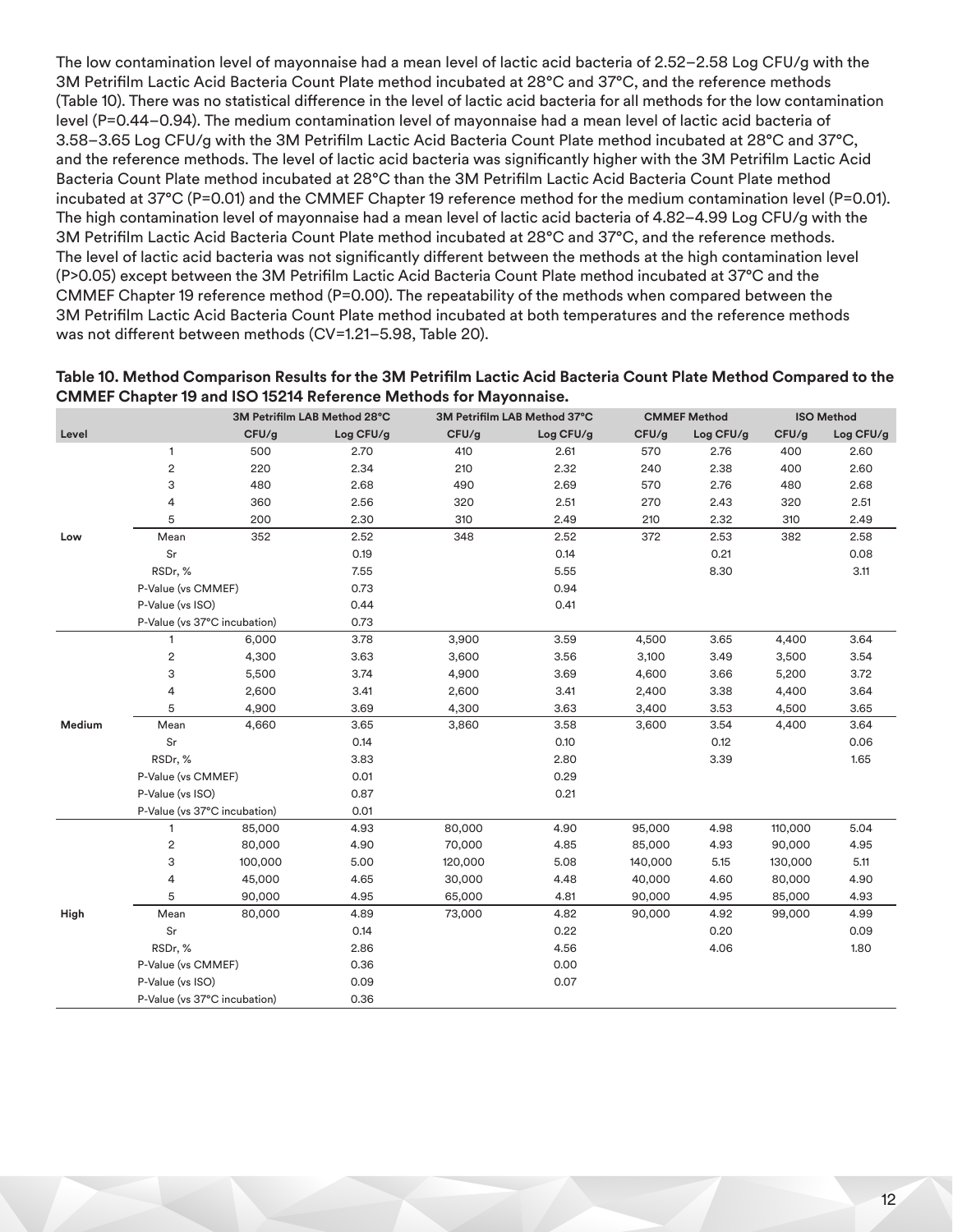The low contamination level of mayonnaise had a mean level of lactic acid bacteria of 2.52–2.58 Log CFU/g with the 3M Petrifilm Lactic Acid Bacteria Count Plate method incubated at 28°C and 37°C, and the reference methods (Table 10). There was no statistical difference in the level of lactic acid bacteria for all methods for the low contamination level (P=0.44–0.94). The medium contamination level of mayonnaise had a mean level of lactic acid bacteria of 3.58–3.65 Log CFU/g with the 3M Petrifilm Lactic Acid Bacteria Count Plate method incubated at 28°C and 37°C, and the reference methods. The level of lactic acid bacteria was significantly higher with the 3M Petrifilm Lactic Acid Bacteria Count Plate method incubated at 28°C than the 3M Petrifilm Lactic Acid Bacteria Count Plate method incubated at 37°C (P=0.01) and the CMMEF Chapter 19 reference method for the medium contamination level (P=0.01). The high contamination level of mayonnaise had a mean level of lactic acid bacteria of 4.82–4.99 Log CFU/g with the 3M Petrifilm Lactic Acid Bacteria Count Plate method incubated at 28°C and 37°C, and the reference methods. The level of lactic acid bacteria was not significantly different between the methods at the high contamination level (P>0.05) except between the 3M Petrifilm Lactic Acid Bacteria Count Plate method incubated at 37°C and the CMMEF Chapter 19 reference method (P=0.00). The repeatability of the methods when compared between the 3M Petrifilm Lactic Acid Bacteria Count Plate method incubated at both temperatures and the reference methods was not different between methods (CV=1.21–5.98, Table 20).

**Table 10. Method Comparison Results for the 3M Petrifilm Lactic Acid Bacteria Count Plate Method Compared to the CMMEF Chapter 19 and ISO 15214 Reference Methods for Mayonnaise.**

| | | 3M Petrifilm LAB Method 28°C | | 3M Petrifilm LAB Method 37°C | | CMMEF Method | | ISO Method | |
|---|---|---|---|---|---|---|---|---|---|
| Level | | CFU/g | Log CFU/g | CFU/g | Log CFU/g | CFU/g | Log CFU/g | CFU/g | Log CFU/g |
| | 1 | 500 | 2.70 | 410 | 2.61 | 570 | 2.76 | 400 | 2.60 |
| | 2 | 220 | 2.34 | 210 | 2.32 | 240 | 2.38 | 400 | 2.60 |
| | 3 | 480 | 2.68 | 490 | 2.69 | 570 | 2.76 | 480 | 2.68 |
| | 4 | 360 | 2.56 | 320 | 2.51 | 270 | 2.43 | 320 | 2.51 |
| | 5 | 200 | 2.30 | 310 | 2.49 | 210 | 2.32 | 310 | 2.49 |
| Low | Mean | 352 | 2.52 | 348 | 2.52 | 372 | 2.53 | 382 | 2.58 |
| | Sr | | 0.19 | | 0.14 | | 0.21 | | 0.08 |
| | RSDr, % | | 7.55 | | 5.55 | | 8.30 | | 3.11 |
| | P-Value (vs CMMEF) | | 0.73 | | 0.94 | | | | |
| | P-Value (vs ISO) | | 0.44 | | 0.41 | | | | |
| | P-Value (vs 37°C incubation) | | 0.73 | | | | | | |
| | 1 | 6,000 | 3.78 | 3,900 | 3.59 | 4,500 | 3.65 | 4,400 | 3.64 |
| | 2 | 4,300 | 3.63 | 3,600 | 3.56 | 3,100 | 3.49 | 3,500 | 3.54 |
| | 3 | 5,500 | 3.74 | 4,900 | 3.69 | 4,600 | 3.66 | 5,200 | 3.72 |
| | 4 | 2,600 | 3.41 | 2,600 | 3.41 | 2,400 | 3.38 | 4,400 | 3.64 |
| | 5 | 4,900 | 3.69 | 4,300 | 3.63 | 3,400 | 3.53 | 4,500 | 3.65 |
| Medium | Mean | 4,660 | 3.65 | 3,860 | 3.58 | 3,600 | 3.54 | 4,400 | 3.64 |
| | Sr | | 0.14 | | 0.10 | | 0.12 | | 0.06 |
| | RSDr, % | | 3.83 | | 2.80 | | 3.39 | | 1.65 |
| | P-Value (vs CMMEF) | | 0.01 | | 0.29 | | | | |
| | P-Value (vs ISO) | | 0.87 | | 0.21 | | | | |
| | P-Value (vs 37°C incubation) | | 0.01 | | | | | | |
| | 1 | 85,000 | 4.93 | 80,000 | 4.90 | 95,000 | 4.98 | 110,000 | 5.04 |
| | 2 | 80,000 | 4.90 | 70,000 | 4.85 | 85,000 | 4.93 | 90,000 | 4.95 |
| | 3 | 100,000 | 5.00 | 120,000 | 5.08 | 140,000 | 5.15 | 130,000 | 5.11 |
| | 4 | 45,000 | 4.65 | 30,000 | 4.48 | 40,000 | 4.60 | 80,000 | 4.90 |
| | 5 | 90,000 | 4.95 | 65,000 | 4.81 | 90,000 | 4.95 | 85,000 | 4.93 |
| High | Mean | 80,000 | 4.89 | 73,000 | 4.82 | 90,000 | 4.92 | 99,000 | 4.99 |
| | Sr | | 0.14 | | 0.22 | | 0.20 | | 0.09 |
| | RSDr, % | | 2.86 | | 4.56 | | 4.06 | | 1.80 |
| | P-Value (vs CMMEF) | | 0.36 | | 0.00 | | | | |
| | P-Value (vs ISO) | | 0.09 | | 0.07 | | | | |
| | P-Value (vs 37°C incubation) | | 0.36 | | | | | | |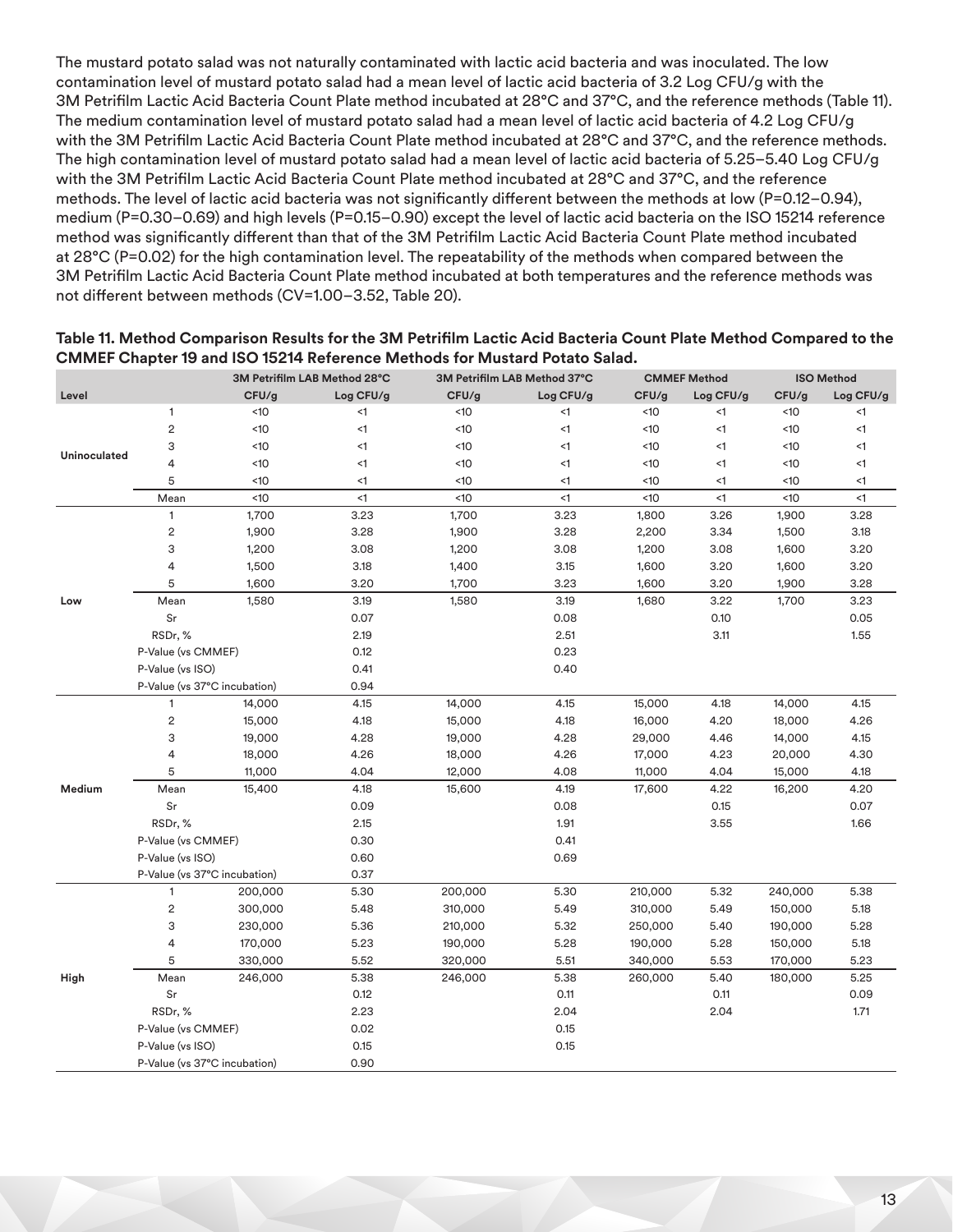The mustard potato salad was not naturally contaminated with lactic acid bacteria and was inoculated. The low contamination level of mustard potato salad had a mean level of lactic acid bacteria of 3.2 Log CFU/g with the 3M Petrifilm Lactic Acid Bacteria Count Plate method incubated at 28°C and 37°C, and the reference methods (Table 11). The medium contamination level of mustard potato salad had a mean level of lactic acid bacteria of 4.2 Log CFU/g with the 3M Petrifilm Lactic Acid Bacteria Count Plate method incubated at 28°C and 37°C, and the reference methods. The high contamination level of mustard potato salad had a mean level of lactic acid bacteria of 5.25–5.40 Log CFU/g with the 3M Petrifilm Lactic Acid Bacteria Count Plate method incubated at 28°C and 37°C, and the reference methods. The level of lactic acid bacteria was not significantly different between the methods at low (P=0.12–0.94), medium (P=0.30–0.69) and high levels (P=0.15–0.90) except the level of lactic acid bacteria on the ISO 15214 reference method was significantly different than that of the 3M Petrifilm Lactic Acid Bacteria Count Plate method incubated at 28°C (P=0.02) for the high contamination level. The repeatability of the methods when compared between the 3M Petrifilm Lactic Acid Bacteria Count Plate method incubated at both temperatures and the reference methods was not different between methods (CV=1.00–3.52, Table 20).

**Table 11. Method Comparison Results for the 3M Petrifilm Lactic Acid Bacteria Count Plate Method Compared to the CMMEF Chapter 19 and ISO 15214 Reference Methods for Mustard Potato Salad.**

| | | 3M Petrifilm LAB Method 28°C | | 3M Petrifilm LAB Method 37°C | | CMMEF Method | | ISO Method | |
|---|---|---|---|---|---|---|---|---|---|
| **Level** | | **CFU/g** | **Log CFU/g** | **CFU/g** | **Log CFU/g** | **CFU/g** | **Log CFU/g** | **CFU/g** | **Log CFU/g** |
| **Uninoculated** | 1 | <10 | <1 | <10 | <1 | <10 | <1 | <10 | <1 |
| | 2 | <10 | <1 | <10 | <1 | <10 | <1 | <10 | <1 |
| | 3 | <10 | <1 | <10 | <1 | <10 | <1 | <10 | <1 |
| | 4 | <10 | <1 | <10 | <1 | <10 | <1 | <10 | <1 |
| | 5 | <10 | <1 | <10 | <1 | <10 | <1 | <10 | <1 |
| | Mean | <10 | <1 | <10 | <1 | <10 | <1 | <10 | <1 |
| **Low** | 1 | 1,700 | 3.23 | 1,700 | 3.23 | 1,800 | 3.26 | 1,900 | 3.28 |
| | 2 | 1,900 | 3.28 | 1,900 | 3.28 | 2,200 | 3.34 | 1,500 | 3.18 |
| | 3 | 1,200 | 3.08 | 1,200 | 3.08 | 1,200 | 3.08 | 1,600 | 3.20 |
| | 4 | 1,500 | 3.18 | 1,400 | 3.15 | 1,600 | 3.20 | 1,600 | 3.20 |
| | 5 | 1,600 | 3.20 | 1,700 | 3.23 | 1,600 | 3.20 | 1,900 | 3.28 |
| | Mean | 1,580 | 3.19 | 1,580 | 3.19 | 1,680 | 3.22 | 1,700 | 3.23 |
| | Sr | | 0.07 | | 0.08 | | 0.10 | | 0.05 |
| | RSDr, % | | 2.19 | | 2.51 | | 3.11 | | 1.55 |
| | P-Value (vs CMMEF) | | 0.12 | | 0.23 | | | | |
| | P-Value (vs ISO) | | 0.41 | | 0.40 | | | | |
| | P-Value (vs 37°C incubation) | | 0.94 | | | | | | |
| **Medium** | 1 | 14,000 | 4.15 | 14,000 | 4.15 | 15,000 | 4.18 | 14,000 | 4.15 |
| | 2 | 15,000 | 4.18 | 15,000 | 4.18 | 16,000 | 4.20 | 18,000 | 4.26 |
| | 3 | 19,000 | 4.28 | 19,000 | 4.28 | 29,000 | 4.46 | 14,000 | 4.15 |
| | 4 | 18,000 | 4.26 | 18,000 | 4.26 | 17,000 | 4.23 | 20,000 | 4.30 |
| | 5 | 11,000 | 4.04 | 12,000 | 4.08 | 11,000 | 4.04 | 15,000 | 4.18 |
| | Mean | 15,400 | 4.18 | 15,600 | 4.19 | 17,600 | 4.22 | 16,200 | 4.20 |
| | Sr | | 0.09 | | 0.08 | | 0.15 | | 0.07 |
| | RSDr, % | | 2.15 | | 1.91 | | 3.55 | | 1.66 |
| | P-Value (vs CMMEF) | | 0.30 | | 0.41 | | | | |
| | P-Value (vs ISO) | | 0.60 | | 0.69 | | | | |
| | P-Value (vs 37°C incubation) | | 0.37 | | | | | | |
| **High** | 1 | 200,000 | 5.30 | 200,000 | 5.30 | 210,000 | 5.32 | 240,000 | 5.38 |
| | 2 | 300,000 | 5.48 | 310,000 | 5.49 | 310,000 | 5.49 | 150,000 | 5.18 |
| | 3 | 230,000 | 5.36 | 210,000 | 5.32 | 250,000 | 5.40 | 190,000 | 5.28 |
| | 4 | 170,000 | 5.23 | 190,000 | 5.28 | 190,000 | 5.28 | 150,000 | 5.18 |
| | 5 | 330,000 | 5.52 | 320,000 | 5.51 | 340,000 | 5.53 | 170,000 | 5.23 |
| | Mean | 246,000 | 5.38 | 246,000 | 5.38 | 260,000 | 5.40 | 180,000 | 5.25 |
| | Sr | | 0.12 | | 0.11 | | 0.11 | | 0.09 |
| | RSDr, % | | 2.23 | | 2.04 | | 2.04 | | 1.71 |
| | P-Value (vs CMMEF) | | 0.02 | | 0.15 | | | | |
| | P-Value (vs ISO) | | 0.15 | | 0.15 | | | | |
| | P-Value (vs 37°C incubation) | | 0.90 | | | | | | |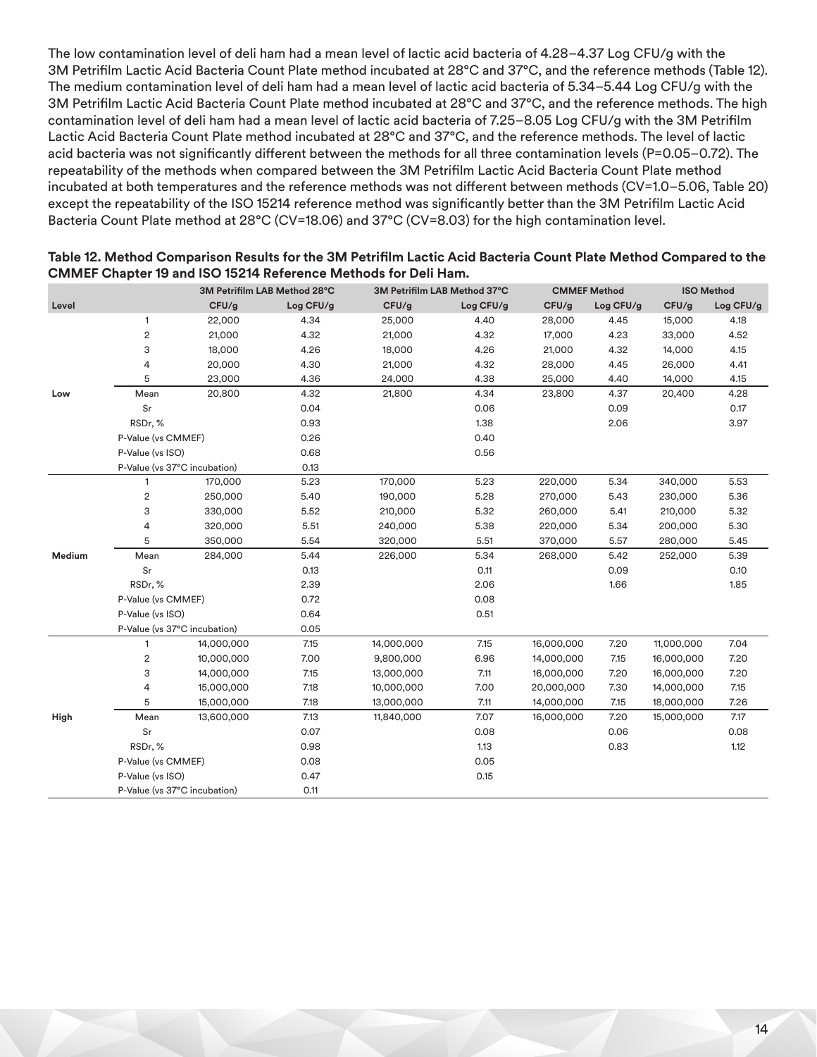The low contamination level of deli ham had a mean level of lactic acid bacteria of 4.28–4.37 Log CFU/g with the 3M Petrifilm Lactic Acid Bacteria Count Plate method incubated at 28°C and 37°C, and the reference methods (Table 12). The medium contamination level of deli ham had a mean level of lactic acid bacteria of 5.34–5.44 Log CFU/g with the 3M Petrifilm Lactic Acid Bacteria Count Plate method incubated at 28°C and 37°C, and the reference methods. The high contamination level of deli ham had a mean level of lactic acid bacteria of 7.25–8.05 Log CFU/g with the 3M Petrifilm Lactic Acid Bacteria Count Plate method incubated at 28°C and 37°C, and the reference methods. The level of lactic acid bacteria was not significantly different between the methods for all three contamination levels (P=0.05–0.72). The repeatability of the methods when compared between the 3M Petrifilm Lactic Acid Bacteria Count Plate method incubated at both temperatures and the reference methods was not different between methods (CV=1.0–5.06, Table 20) except the repeatability of the ISO 15214 reference method was significantly better than the 3M Petrifilm Lactic Acid Bacteria Count Plate method at 28°C (CV=18.06) and 37°C (CV=8.03) for the high contamination level.

**Table 12. Method Comparison Results for the 3M Petrifilm Lactic Acid Bacteria Count Plate Method Compared to the CMMEF Chapter 19 and ISO 15214 Reference Methods for Deli Ham.**

| | | 3M Petrifilm LAB Method 28°C | | 3M Petrifilm LAB Method 37°C | | CMMEF Method | | ISO Method | |
|---|---|---|---|---|---|---|---|---|---|
| Level | | CFU/g | Log CFU/g | CFU/g | Log CFU/g | CFU/g | Log CFU/g | CFU/g | Log CFU/g |
| | 1 | 22,000 | 4.34 | 25,000 | 4.40 | 28,000 | 4.45 | 15,000 | 4.18 |
| | 2 | 21,000 | 4.32 | 21,000 | 4.32 | 17,000 | 4.23 | 33,000 | 4.52 |
| | 3 | 18,000 | 4.26 | 18,000 | 4.26 | 21,000 | 4.32 | 14,000 | 4.15 |
| | 4 | 20,000 | 4.30 | 21,000 | 4.32 | 28,000 | 4.45 | 26,000 | 4.41 |
| | 5 | 23,000 | 4.36 | 24,000 | 4.38 | 25,000 | 4.40 | 14,000 | 4.15 |
| Low | Mean | 20,800 | 4.32 | 21,800 | 4.34 | 23,800 | 4.37 | 20,400 | 4.28 |
| | Sr | | 0.04 | | 0.06 | | 0.09 | | 0.17 |
| | RSDr, % | | 0.93 | | 1.38 | | 2.06 | | 3.97 |
| | P-Value (vs CMMEF) | | 0.26 | | 0.40 | | | | |
| | P-Value (vs ISO) | | 0.68 | | 0.56 | | | | |
| | P-Value (vs 37°C incubation) | | 0.13 | | | | | | |
| | 1 | 170,000 | 5.23 | 170,000 | 5.23 | 220,000 | 5.34 | 340,000 | 5.53 |
| | 2 | 250,000 | 5.40 | 190,000 | 5.28 | 270,000 | 5.43 | 230,000 | 5.36 |
| | 3 | 330,000 | 5.52 | 210,000 | 5.32 | 260,000 | 5.41 | 210,000 | 5.32 |
| | 4 | 320,000 | 5.51 | 240,000 | 5.38 | 220,000 | 5.34 | 200,000 | 5.30 |
| | 5 | 350,000 | 5.54 | 320,000 | 5.51 | 370,000 | 5.57 | 280,000 | 5.45 |
| Medium | Mean | 284,000 | 5.44 | 226,000 | 5.34 | 268,000 | 5.42 | 252,000 | 5.39 |
| | Sr | | 0.13 | | 0.11 | | 0.09 | | 0.10 |
| | RSDr, % | | 2.39 | | 2.06 | | 1.66 | | 1.85 |
| | P-Value (vs CMMEF) | | 0.72 | | 0.08 | | | | |
| | P-Value (vs ISO) | | 0.64 | | 0.51 | | | | |
| | P-Value (vs 37°C incubation) | | 0.05 | | | | | | |
| | 1 | 14,000,000 | 7.15 | 14,000,000 | 7.15 | 16,000,000 | 7.20 | 11,000,000 | 7.04 |
| | 2 | 10,000,000 | 7.00 | 9,800,000 | 6.96 | 14,000,000 | 7.15 | 16,000,000 | 7.20 |
| | 3 | 14,000,000 | 7.15 | 13,000,000 | 7.11 | 16,000,000 | 7.20 | 16,000,000 | 7.20 |
| | 4 | 15,000,000 | 7.18 | 10,000,000 | 7.00 | 20,000,000 | 7.30 | 14,000,000 | 7.15 |
| | 5 | 15,000,000 | 7.18 | 13,000,000 | 7.11 | 14,000,000 | 7.15 | 18,000,000 | 7.26 |
| High | Mean | 13,600,000 | 7.13 | 11,840,000 | 7.07 | 16,000,000 | 7.20 | 15,000,000 | 7.17 |
| | Sr | | 0.07 | | 0.08 | | 0.06 | | 0.08 |
| | RSDr, % | | 0.98 | | 1.13 | | 0.83 | | 1.12 |
| | P-Value (vs CMMEF) | | 0.08 | | 0.05 | | | | |
| | P-Value (vs ISO) | | 0.47 | | 0.15 | | | | |
| | P-Value (vs 37°C incubation) | | 0.11 | | | | | | |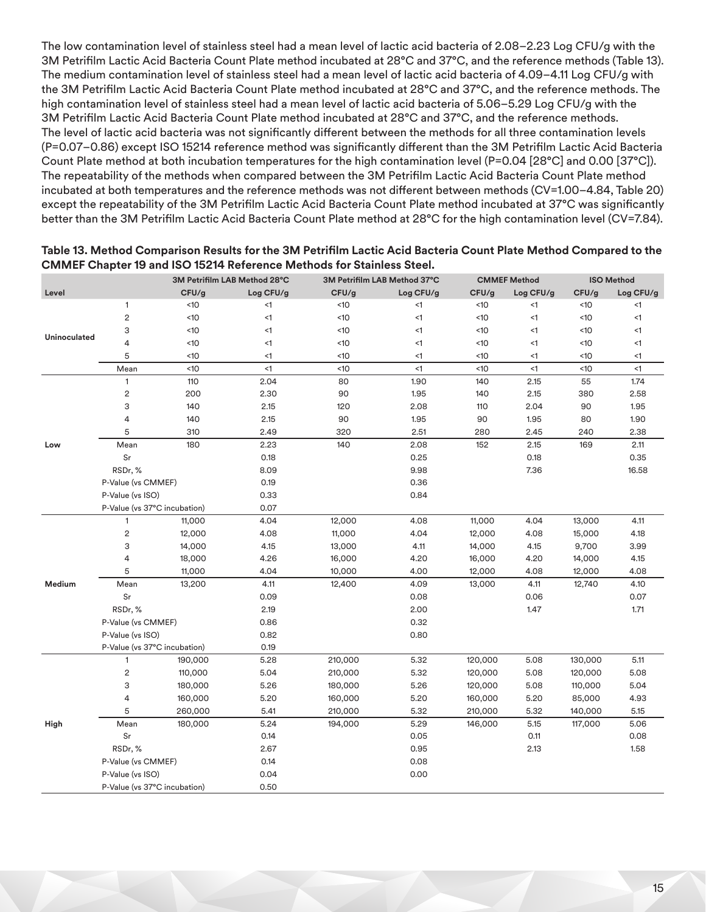The low contamination level of stainless steel had a mean level of lactic acid bacteria of 2.08–2.23 Log CFU/g with the 3M Petrifilm Lactic Acid Bacteria Count Plate method incubated at 28°C and 37°C, and the reference methods (Table 13). The medium contamination level of stainless steel had a mean level of lactic acid bacteria of 4.09–4.11 Log CFU/g with the 3M Petrifilm Lactic Acid Bacteria Count Plate method incubated at 28°C and 37°C, and the reference methods. The high contamination level of stainless steel had a mean level of lactic acid bacteria of 5.06–5.29 Log CFU/g with the 3M Petrifilm Lactic Acid Bacteria Count Plate method incubated at 28°C and 37°C, and the reference methods. The level of lactic acid bacteria was not significantly different between the methods for all three contamination levels (P=0.07–0.86) except ISO 15214 reference method was significantly different than the 3M Petrifilm Lactic Acid Bacteria Count Plate method at both incubation temperatures for the high contamination level (P=0.04 [28°C] and 0.00 [37°C]). The repeatability of the methods when compared between the 3M Petrifilm Lactic Acid Bacteria Count Plate method incubated at both temperatures and the reference methods was not different between methods (CV=1.00–4.84, Table 20) except the repeatability of the 3M Petrifilm Lactic Acid Bacteria Count Plate method incubated at 37°C was significantly better than the 3M Petrifilm Lactic Acid Bacteria Count Plate method at 28°C for the high contamination level (CV=7.84).

**Table 13. Method Comparison Results for the 3M Petrifilm Lactic Acid Bacteria Count Plate Method Compared to the CMMEF Chapter 19 and ISO 15214 Reference Methods for Stainless Steel.**

| | | 3M Petrifilm LAB Method 28°C | | 3M Petrifilm LAB Method 37°C | | CMMEF Method | | ISO Method | |
|---|---|---|---|---|---|---|---|---|---|
| **Level** | | **CFU/g** | **Log CFU/g** | **CFU/g** | **Log CFU/g** | **CFU/g** | **Log CFU/g** | **CFU/g** | **Log CFU/g** |
| **Uninoculated** | 1 | <10 | <1 | <10 | <1 | <10 | <1 | <10 | <1 |
| | 2 | <10 | <1 | <10 | <1 | <10 | <1 | <10 | <1 |
| | 3 | <10 | <1 | <10 | <1 | <10 | <1 | <10 | <1 |
| | 4 | <10 | <1 | <10 | <1 | <10 | <1 | <10 | <1 |
| | 5 | <10 | <1 | <10 | <1 | <10 | <1 | <10 | <1 |
| | Mean | <10 | <1 | <10 | <1 | <10 | <1 | <10 | <1 |
| **Low** | 1 | 110 | 2.04 | 80 | 1.90 | 140 | 2.15 | 55 | 1.74 |
| | 2 | 200 | 2.30 | 90 | 1.95 | 140 | 2.15 | 380 | 2.58 |
| | 3 | 140 | 2.15 | 120 | 2.08 | 110 | 2.04 | 90 | 1.95 |
| | 4 | 140 | 2.15 | 90 | 1.95 | 90 | 1.95 | 80 | 1.90 |
| | 5 | 310 | 2.49 | 320 | 2.51 | 280 | 2.45 | 240 | 2.38 |
| | Mean | 180 | 2.23 | 140 | 2.08 | 152 | 2.15 | 169 | 2.11 |
| | Sr | | 0.18 | | 0.25 | | 0.18 | | 0.35 |
| | RSDr, % | | 8.09 | | 9.98 | | 7.36 | | 16.58 |
| | P-Value (vs CMMEF) | | 0.19 | | 0.36 | | | | |
| | P-Value (vs ISO) | | 0.33 | | 0.84 | | | | |
| | P-Value (vs 37°C incubation) | | 0.07 | | | | | | |
| **Medium** | 1 | 11,000 | 4.04 | 12,000 | 4.08 | 11,000 | 4.04 | 13,000 | 4.11 |
| | 2 | 12,000 | 4.08 | 11,000 | 4.04 | 12,000 | 4.08 | 15,000 | 4.18 |
| | 3 | 14,000 | 4.15 | 13,000 | 4.11 | 14,000 | 4.15 | 9,700 | 3.99 |
| | 4 | 18,000 | 4.26 | 16,000 | 4.20 | 16,000 | 4.20 | 14,000 | 4.15 |
| | 5 | 11,000 | 4.04 | 10,000 | 4.00 | 12,000 | 4.08 | 12,000 | 4.08 |
| | Mean | 13,200 | 4.11 | 12,400 | 4.09 | 13,000 | 4.11 | 12,740 | 4.10 |
| | Sr | | 0.09 | | 0.08 | | 0.06 | | 0.07 |
| | RSDr, % | | 2.19 | | 2.00 | | 1.47 | | 1.71 |
| | P-Value (vs CMMEF) | | 0.86 | | 0.32 | | | | |
| | P-Value (vs ISO) | | 0.82 | | 0.80 | | | | |
| | P-Value (vs 37°C incubation) | | 0.19 | | | | | | |
| **High** | 1 | 190,000 | 5.28 | 210,000 | 5.32 | 120,000 | 5.08 | 130,000 | 5.11 |
| | 2 | 110,000 | 5.04 | 210,000 | 5.32 | 120,000 | 5.08 | 120,000 | 5.08 |
| | 3 | 180,000 | 5.26 | 180,000 | 5.26 | 120,000 | 5.08 | 110,000 | 5.04 |
| | 4 | 160,000 | 5.20 | 160,000 | 5.20 | 160,000 | 5.20 | 85,000 | 4.93 |
| | 5 | 260,000 | 5.41 | 210,000 | 5.32 | 210,000 | 5.32 | 140,000 | 5.15 |
| | Mean | 180,000 | 5.24 | 194,000 | 5.29 | 146,000 | 5.15 | 117,000 | 5.06 |
| | Sr | | 0.14 | | 0.05 | | 0.11 | | 0.08 |
| | RSDr, % | | 2.67 | | 0.95 | | 2.13 | | 1.58 |
| | P-Value (vs CMMEF) | | 0.14 | | 0.08 | | | | |
| | P-Value (vs ISO) | | 0.04 | | 0.00 | | | | |
| | P-Value (vs 37°C incubation) | | 0.50 | | | | | | |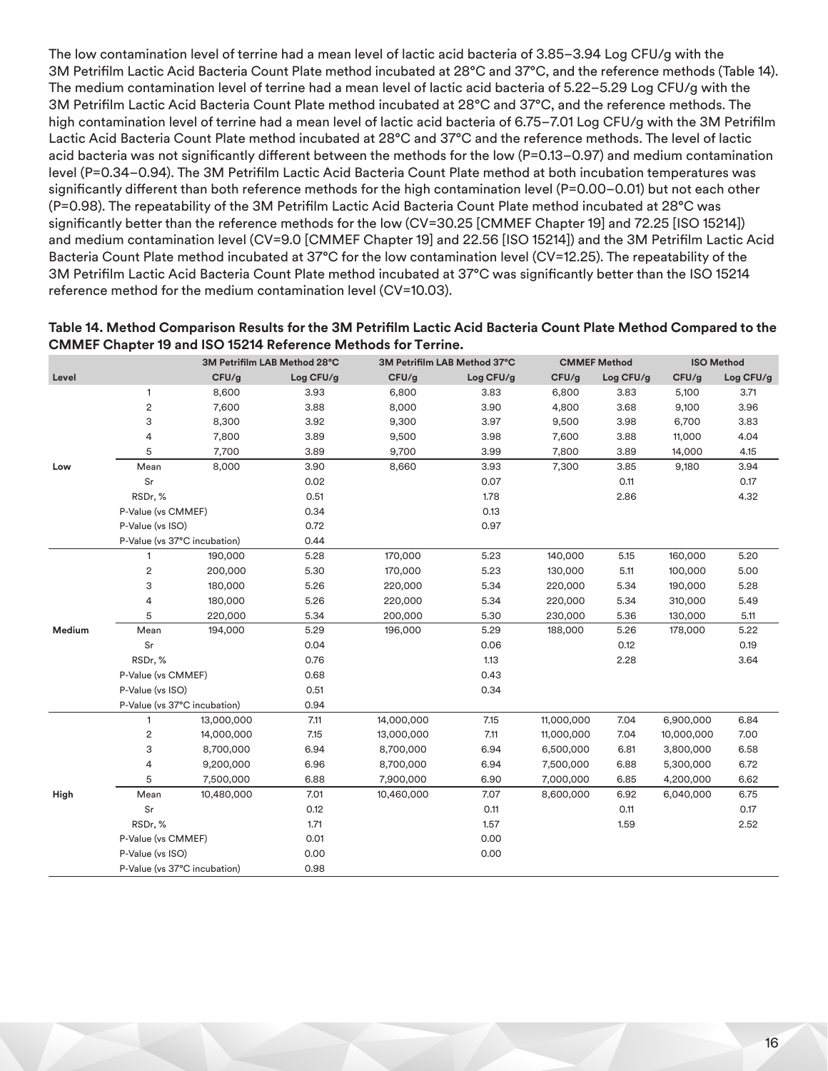The low contamination level of terrine had a mean level of lactic acid bacteria of 3.85–3.94 Log CFU/g with the 3M Petrifilm Lactic Acid Bacteria Count Plate method incubated at 28°C and 37°C, and the reference methods (Table 14). The medium contamination level of terrine had a mean level of lactic acid bacteria of 5.22–5.29 Log CFU/g with the 3M Petrifilm Lactic Acid Bacteria Count Plate method incubated at 28°C and 37°C, and the reference methods. The high contamination level of terrine had a mean level of lactic acid bacteria of 6.75–7.01 Log CFU/g with the 3M Petrifilm Lactic Acid Bacteria Count Plate method incubated at 28°C and 37°C and the reference methods. The level of lactic acid bacteria was not significantly different between the methods for the low (P=0.13–0.97) and medium contamination level (P=0.34–0.94). The 3M Petrifilm Lactic Acid Bacteria Count Plate method at both incubation temperatures was significantly different than both reference methods for the high contamination level (P=0.00–0.01) but not each other (P=0.98). The repeatability of the 3M Petrifilm Lactic Acid Bacteria Count Plate method incubated at 28°C was significantly better than the reference methods for the low (CV=30.25 [CMMEF Chapter 19] and 72.25 [ISO 15214]) and medium contamination level (CV=9.0 [CMMEF Chapter 19] and 22.56 [ISO 15214]) and the 3M Petrifilm Lactic Acid Bacteria Count Plate method incubated at 37°C for the low contamination level (CV=12.25). The repeatability of the 3M Petrifilm Lactic Acid Bacteria Count Plate method incubated at 37°C was significantly better than the ISO 15214 reference method for the medium contamination level (CV=10.03).

**Table 14. Method Comparison Results for the 3M Petrifilm Lactic Acid Bacteria Count Plate Method Compared to the CMMEF Chapter 19 and ISO 15214 Reference Methods for Terrine.**

| | | 3M Petrifilm LAB Method 28°C | | 3M Petrifilm LAB Method 37°C | | CMMEF Method | | ISO Method | |
|---|---|---|---|---|---|---|---|---|---|
| Level | | CFU/g | Log CFU/g | CFU/g | Log CFU/g | CFU/g | Log CFU/g | CFU/g | Log CFU/g |
| | 1 | 8,600 | 3.93 | 6,800 | 3.83 | 6,800 | 3.83 | 5,100 | 3.71 |
| | 2 | 7,600 | 3.88 | 8,000 | 3.90 | 4,800 | 3.68 | 9,100 | 3.96 |
| | 3 | 8,300 | 3.92 | 9,300 | 3.97 | 9,500 | 3.98 | 6,700 | 3.83 |
| | 4 | 7,800 | 3.89 | 9,500 | 3.98 | 7,600 | 3.88 | 11,000 | 4.04 |
| | 5 | 7,700 | 3.89 | 9,700 | 3.99 | 7,800 | 3.89 | 14,000 | 4.15 |
| **Low** | Mean | 8,000 | 3.90 | 8,660 | 3.93 | 7,300 | 3.85 | 9,180 | 3.94 |
| | Sr | | 0.02 | | 0.07 | | 0.11 | | 0.17 |
| | RSDr, % | | 0.51 | | 1.78 | | 2.86 | | 4.32 |
| | P-Value (vs CMMEF) | | 0.34 | | 0.13 | | | | |
| | P-Value (vs ISO) | | 0.72 | | 0.97 | | | | |
| | P-Value (vs 37°C incubation) | | 0.44 | | | | | | |
| | 1 | 190,000 | 5.28 | 170,000 | 5.23 | 140,000 | 5.15 | 160,000 | 5.20 |
| | 2 | 200,000 | 5.30 | 170,000 | 5.23 | 130,000 | 5.11 | 100,000 | 5.00 |
| | 3 | 180,000 | 5.26 | 220,000 | 5.34 | 220,000 | 5.34 | 190,000 | 5.28 |
| | 4 | 180,000 | 5.26 | 220,000 | 5.34 | 220,000 | 5.34 | 310,000 | 5.49 |
| | 5 | 220,000 | 5.34 | 200,000 | 5.30 | 230,000 | 5.36 | 130,000 | 5.11 |
| **Medium** | Mean | 194,000 | 5.29 | 196,000 | 5.29 | 188,000 | 5.26 | 178,000 | 5.22 |
| | Sr | | 0.04 | | 0.06 | | 0.12 | | 0.19 |
| | RSDr, % | | 0.76 | | 1.13 | | 2.28 | | 3.64 |
| | P-Value (vs CMMEF) | | 0.68 | | 0.43 | | | | |
| | P-Value (vs ISO) | | 0.51 | | 0.34 | | | | |
| | P-Value (vs 37°C incubation) | | 0.94 | | | | | | |
| | 1 | 13,000,000 | 7.11 | 14,000,000 | 7.15 | 11,000,000 | 7.04 | 6,900,000 | 6.84 |
| | 2 | 14,000,000 | 7.15 | 13,000,000 | 7.11 | 11,000,000 | 7.04 | 10,000,000 | 7.00 |
| | 3 | 8,700,000 | 6.94 | 8,700,000 | 6.94 | 6,500,000 | 6.81 | 3,800,000 | 6.58 |
| | 4 | 9,200,000 | 6.96 | 8,700,000 | 6.94 | 7,500,000 | 6.88 | 5,300,000 | 6.72 |
| | 5 | 7,500,000 | 6.88 | 7,900,000 | 6.90 | 7,000,000 | 6.85 | 4,200,000 | 6.62 |
| **High** | Mean | 10,480,000 | 7.01 | 10,460,000 | 7.07 | 8,600,000 | 6.92 | 6,040,000 | 6.75 |
| | Sr | | 0.12 | | 0.11 | | 0.11 | | 0.17 |
| | RSDr, % | | 1.71 | | 1.57 | | 1.59 | | 2.52 |
| | P-Value (vs CMMEF) | | 0.01 | | 0.00 | | | | |
| | P-Value (vs ISO) | | 0.00 | | 0.00 | | | | |
| | P-Value (vs 37°C incubation) | | 0.98 | | | | | | |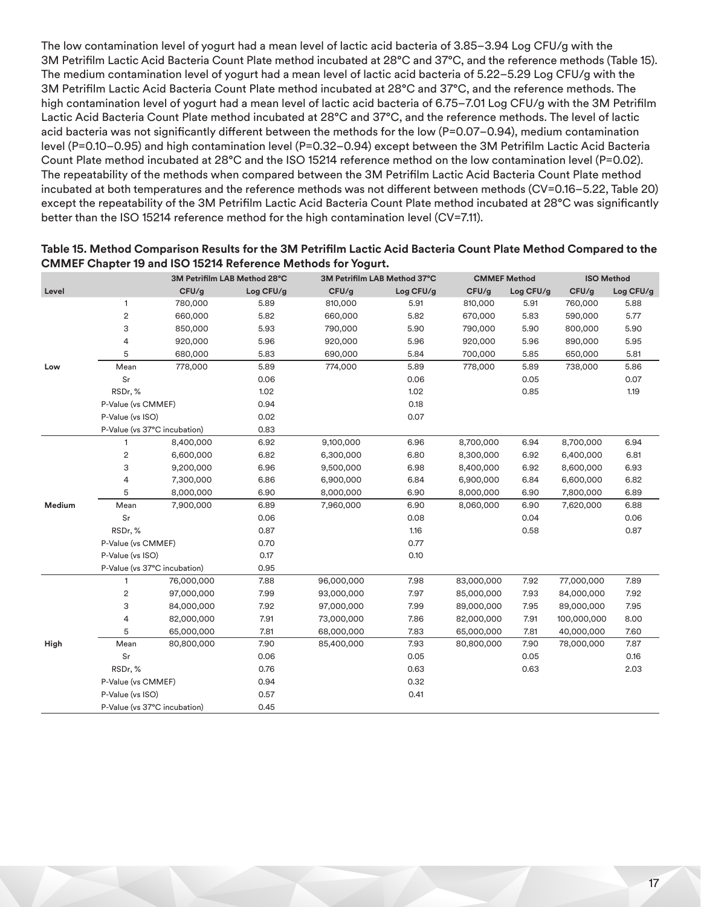The low contamination level of yogurt had a mean level of lactic acid bacteria of 3.85–3.94 Log CFU/g with the 3M Petrifilm Lactic Acid Bacteria Count Plate method incubated at 28°C and 37°C, and the reference methods (Table 15). The medium contamination level of yogurt had a mean level of lactic acid bacteria of 5.22–5.29 Log CFU/g with the 3M Petrifilm Lactic Acid Bacteria Count Plate method incubated at 28°C and 37°C, and the reference methods. The high contamination level of yogurt had a mean level of lactic acid bacteria of 6.75–7.01 Log CFU/g with the 3M Petrifilm Lactic Acid Bacteria Count Plate method incubated at 28°C and 37°C, and the reference methods. The level of lactic acid bacteria was not significantly different between the methods for the low (P=0.07–0.94), medium contamination level (P=0.10–0.95) and high contamination level (P=0.32–0.94) except between the 3M Petrifilm Lactic Acid Bacteria Count Plate method incubated at 28°C and the ISO 15214 reference method on the low contamination level (P=0.02). The repeatability of the methods when compared between the 3M Petrifilm Lactic Acid Bacteria Count Plate method incubated at both temperatures and the reference methods was not different between methods (CV=0.16–5.22, Table 20) except the repeatability of the 3M Petrifilm Lactic Acid Bacteria Count Plate method incubated at 28°C was significantly better than the ISO 15214 reference method for the high contamination level (CV=7.11).

**Table 15. Method Comparison Results for the 3M Petrifilm Lactic Acid Bacteria Count Plate Method Compared to the CMMEF Chapter 19 and ISO 15214 Reference Methods for Yogurt.**

| | | 3M Petrifilm LAB Method 28°C | | 3M Petrifilm LAB Method 37°C | | CMMEF Method | | ISO Method | |
|---|---|---|---|---|---|---|---|---|---|
| Level | | CFU/g | Log CFU/g | CFU/g | Log CFU/g | CFU/g | Log CFU/g | CFU/g | Log CFU/g |
| | 1 | 780,000 | 5.89 | 810,000 | 5.91 | 810,000 | 5.91 | 760,000 | 5.88 |
| | 2 | 660,000 | 5.82 | 660,000 | 5.82 | 670,000 | 5.83 | 590,000 | 5.77 |
| | 3 | 850,000 | 5.93 | 790,000 | 5.90 | 790,000 | 5.90 | 800,000 | 5.90 |
| | 4 | 920,000 | 5.96 | 920,000 | 5.96 | 920,000 | 5.96 | 890,000 | 5.95 |
| | 5 | 680,000 | 5.83 | 690,000 | 5.84 | 700,000 | 5.85 | 650,000 | 5.81 |
| **Low** | Mean | 778,000 | 5.89 | 774,000 | 5.89 | 778,000 | 5.89 | 738,000 | 5.86 |
| | Sr | | 0.06 | | 0.06 | | 0.05 | | 0.07 |
| | RSDr, % | | 1.02 | | 1.02 | | 0.85 | | 1.19 |
| | P-Value (vs CMMEF) | | 0.94 | | 0.18 | | | | |
| | P-Value (vs ISO) | | 0.02 | | 0.07 | | | | |
| | P-Value (vs 37°C incubation) | | 0.83 | | | | | | |
| | 1 | 8,400,000 | 6.92 | 9,100,000 | 6.96 | 8,700,000 | 6.94 | 8,700,000 | 6.94 |
| | 2 | 6,600,000 | 6.82 | 6,300,000 | 6.80 | 8,300,000 | 6.92 | 6,400,000 | 6.81 |
| | 3 | 9,200,000 | 6.96 | 9,500,000 | 6.98 | 8,400,000 | 6.92 | 8,600,000 | 6.93 |
| | 4 | 7,300,000 | 6.86 | 6,900,000 | 6.84 | 6,900,000 | 6.84 | 6,600,000 | 6.82 |
| | 5 | 8,000,000 | 6.90 | 8,000,000 | 6.90 | 8,000,000 | 6.90 | 7,800,000 | 6.89 |
| **Medium** | Mean | 7,900,000 | 6.89 | 7,960,000 | 6.90 | 8,060,000 | 6.90 | 7,620,000 | 6.88 |
| | Sr | | 0.06 | | 0.08 | | 0.04 | | 0.06 |
| | RSDr, % | | 0.87 | | 1.16 | | 0.58 | | 0.87 |
| | P-Value (vs CMMEF) | | 0.70 | | 0.77 | | | | |
| | P-Value (vs ISO) | | 0.17 | | 0.10 | | | | |
| | P-Value (vs 37°C incubation) | | 0.95 | | | | | | |
| | 1 | 76,000,000 | 7.88 | 96,000,000 | 7.98 | 83,000,000 | 7.92 | 77,000,000 | 7.89 |
| | 2 | 97,000,000 | 7.99 | 93,000,000 | 7.97 | 85,000,000 | 7.93 | 84,000,000 | 7.92 |
| | 3 | 84,000,000 | 7.92 | 97,000,000 | 7.99 | 89,000,000 | 7.95 | 89,000,000 | 7.95 |
| | 4 | 82,000,000 | 7.91 | 73,000,000 | 7.86 | 82,000,000 | 7.91 | 100,000,000 | 8.00 |
| | 5 | 65,000,000 | 7.81 | 68,000,000 | 7.83 | 65,000,000 | 7.81 | 40,000,000 | 7.60 |
| **High** | Mean | 80,800,000 | 7.90 | 85,400,000 | 7.93 | 80,800,000 | 7.90 | 78,000,000 | 7.87 |
| | Sr | | 0.06 | | 0.05 | | 0.05 | | 0.16 |
| | RSDr, % | | 0.76 | | 0.63 | | 0.63 | | 2.03 |
| | P-Value (vs CMMEF) | | 0.94 | | 0.32 | | | | |
| | P-Value (vs ISO) | | 0.57 | | 0.41 | | | | |
| | P-Value (vs 37°C incubation) | | 0.45 | | | | | | |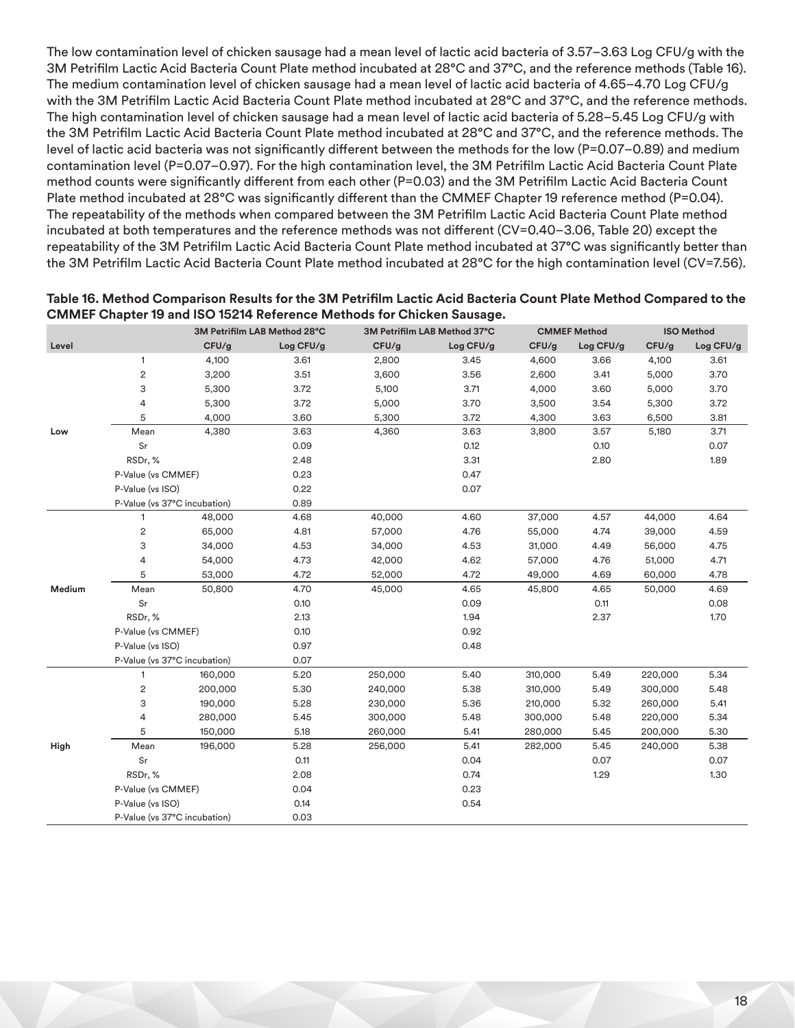The low contamination level of chicken sausage had a mean level of lactic acid bacteria of 3.57–3.63 Log CFU/g with the 3M Petrifilm Lactic Acid Bacteria Count Plate method incubated at 28°C and 37°C, and the reference methods (Table 16). The medium contamination level of chicken sausage had a mean level of lactic acid bacteria of 4.65–4.70 Log CFU/g with the 3M Petrifilm Lactic Acid Bacteria Count Plate method incubated at 28°C and 37°C, and the reference methods. The high contamination level of chicken sausage had a mean level of lactic acid bacteria of 5.28–5.45 Log CFU/g with the 3M Petrifilm Lactic Acid Bacteria Count Plate method incubated at 28°C and 37°C, and the reference methods. The level of lactic acid bacteria was not significantly different between the methods for the low (P=0.07–0.89) and medium contamination level (P=0.07–0.97). For the high contamination level, the 3M Petrifilm Lactic Acid Bacteria Count Plate method counts were significantly different from each other (P=0.03) and the 3M Petrifilm Lactic Acid Bacteria Count Plate method incubated at 28°C was significantly different than the CMMEF Chapter 19 reference method (P=0.04). The repeatability of the methods when compared between the 3M Petrifilm Lactic Acid Bacteria Count Plate method incubated at both temperatures and the reference methods was not different (CV=0.40–3.06, Table 20) except the repeatability of the 3M Petrifilm Lactic Acid Bacteria Count Plate method incubated at 37°C was significantly better than the 3M Petrifilm Lactic Acid Bacteria Count Plate method incubated at 28°C for the high contamination level (CV=7.56).

**Table 16. Method Comparison Results for the 3M Petrifilm Lactic Acid Bacteria Count Plate Method Compared to the CMMEF Chapter 19 and ISO 15214 Reference Methods for Chicken Sausage.**

| Level | | 3M Petrifilm LAB Method 28°C | | 3M Petrifilm LAB Method 37°C | | CMMEF Method | | ISO Method | |
|---|---|---|---|---|---|---|---|---|---|
| | | CFU/g | Log CFU/g | CFU/g | Log CFU/g | CFU/g | Log CFU/g | CFU/g | Log CFU/g |
| Low | 1 | 4,100 | 3.61 | 2,800 | 3.45 | 4,600 | 3.66 | 4,100 | 3.61 |
| | 2 | 3,200 | 3.51 | 3,600 | 3.56 | 2,600 | 3.41 | 5,000 | 3.70 |
| | 3 | 5,300 | 3.72 | 5,100 | 3.71 | 4,000 | 3.60 | 5,000 | 3.70 |
| | 4 | 5,300 | 3.72 | 5,000 | 3.70 | 3,500 | 3.54 | 5,300 | 3.72 |
| | 5 | 4,000 | 3.60 | 5,300 | 3.72 | 4,300 | 3.63 | 6,500 | 3.81 |
| | Mean | 4,380 | 3.63 | 4,360 | 3.63 | 3,800 | 3.57 | 5,180 | 3.71 |
| | Sr | | 0.09 | | 0.12 | | 0.10 | | 0.07 |
| | RSDr, % | | 2.48 | | 3.31 | | 2.80 | | 1.89 |
| | P-Value (vs CMMEF) | | 0.23 | | 0.47 | | | | |
| | P-Value (vs ISO) | | 0.22 | | 0.07 | | | | |
| | P-Value (vs 37°C incubation) | | 0.89 | | | | | | |
| Medium | 1 | 48,000 | 4.68 | 40,000 | 4.60 | 37,000 | 4.57 | 44,000 | 4.64 |
| | 2 | 65,000 | 4.81 | 57,000 | 4.76 | 55,000 | 4.74 | 39,000 | 4.59 |
| | 3 | 34,000 | 4.53 | 34,000 | 4.53 | 31,000 | 4.49 | 56,000 | 4.75 |
| | 4 | 54,000 | 4.73 | 42,000 | 4.62 | 57,000 | 4.76 | 51,000 | 4.71 |
| | 5 | 53,000 | 4.72 | 52,000 | 4.72 | 49,000 | 4.69 | 60,000 | 4.78 |
| | Mean | 50,800 | 4.70 | 45,000 | 4.65 | 45,800 | 4.65 | 50,000 | 4.69 |
| | Sr | | 0.10 | | 0.09 | | 0.11 | | 0.08 |
| | RSDr, % | | 2.13 | | 1.94 | | 2.37 | | 1.70 |
| | P-Value (vs CMMEF) | | 0.10 | | 0.92 | | | | |
| | P-Value (vs ISO) | | 0.97 | | 0.48 | | | | |
| | P-Value (vs 37°C incubation) | | 0.07 | | | | | | |
| High | 1 | 160,000 | 5.20 | 250,000 | 5.40 | 310,000 | 5.49 | 220,000 | 5.34 |
| | 2 | 200,000 | 5.30 | 240,000 | 5.38 | 310,000 | 5.49 | 300,000 | 5.48 |
| | 3 | 190,000 | 5.28 | 230,000 | 5.36 | 210,000 | 5.32 | 260,000 | 5.41 |
| | 4 | 280,000 | 5.45 | 300,000 | 5.48 | 300,000 | 5.48 | 220,000 | 5.34 |
| | 5 | 150,000 | 5.18 | 260,000 | 5.41 | 280,000 | 5.45 | 200,000 | 5.30 |
| | Mean | 196,000 | 5.28 | 256,000 | 5.41 | 282,000 | 5.45 | 240,000 | 5.38 |
| | Sr | | 0.11 | | 0.04 | | 0.07 | | 0.07 |
| | RSDr, % | | 2.08 | | 0.74 | | 1.29 | | 1.30 |
| | P-Value (vs CMMEF) | | 0.04 | | 0.23 | | | | |
| | P-Value (vs ISO) | | 0.14 | | 0.54 | | | | |
| | P-Value (vs 37°C incubation) | | 0.03 | | | | | | |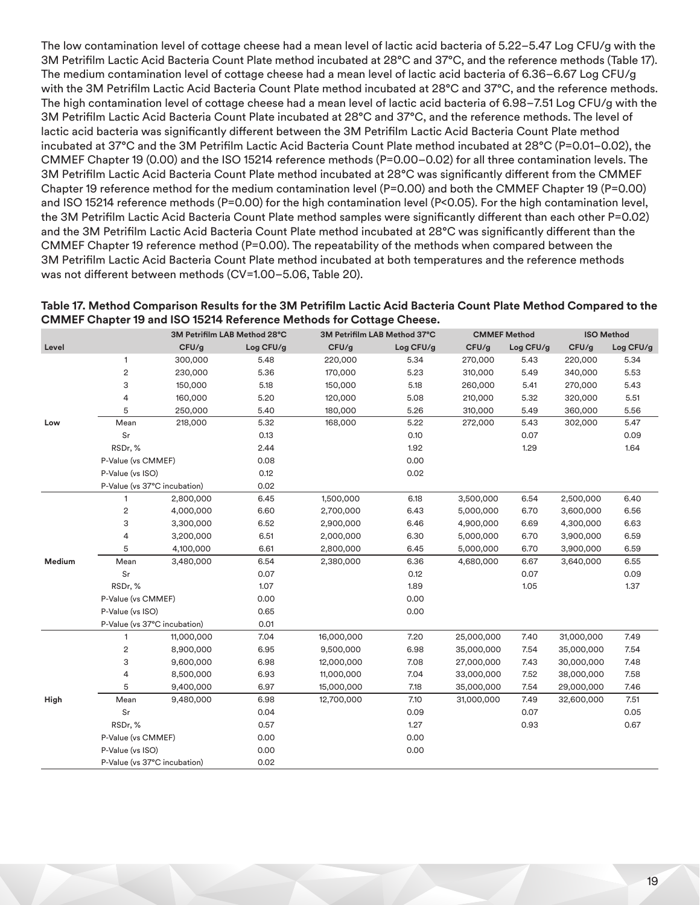The low contamination level of cottage cheese had a mean level of lactic acid bacteria of 5.22–5.47 Log CFU/g with the 3M Petrifilm Lactic Acid Bacteria Count Plate method incubated at 28°C and 37°C, and the reference methods (Table 17). The medium contamination level of cottage cheese had a mean level of lactic acid bacteria of 6.36–6.67 Log CFU/g with the 3M Petrifilm Lactic Acid Bacteria Count Plate method incubated at 28°C and 37°C, and the reference methods. The high contamination level of cottage cheese had a mean level of lactic acid bacteria of 6.98–7.51 Log CFU/g with the 3M Petrifilm Lactic Acid Bacteria Count Plate incubated at 28°C and 37°C, and the reference methods. The level of lactic acid bacteria was significantly different between the 3M Petrifilm Lactic Acid Bacteria Count Plate method incubated at 37°C and the 3M Petrifilm Lactic Acid Bacteria Count Plate method incubated at 28°C (P=0.01–0.02), the CMMEF Chapter 19 (0.00) and the ISO 15214 reference methods (P=0.00–0.02) for all three contamination levels. The 3M Petrifilm Lactic Acid Bacteria Count Plate method incubated at 28°C was significantly different from the CMMEF Chapter 19 reference method for the medium contamination level (P=0.00) and both the CMMEF Chapter 19 (P=0.00) and ISO 15214 reference methods (P=0.00) for the high contamination level (P<0.05). For the high contamination level, the 3M Petrifilm Lactic Acid Bacteria Count Plate method samples were significantly different than each other P=0.02) and the 3M Petrifilm Lactic Acid Bacteria Count Plate method incubated at 28°C was significantly different than the CMMEF Chapter 19 reference method (P=0.00). The repeatability of the methods when compared between the 3M Petrifilm Lactic Acid Bacteria Count Plate method incubated at both temperatures and the reference methods was not different between methods (CV=1.00–5.06, Table 20).

**Table 17. Method Comparison Results for the 3M Petrifilm Lactic Acid Bacteria Count Plate Method Compared to the CMMEF Chapter 19 and ISO 15214 Reference Methods for Cottage Cheese.**

| | | 3M Petrifilm LAB Method 28°C | | 3M Petrifilm LAB Method 37°C | | CMMEF Method | | ISO Method | |
|---|---|---|---|---|---|---|---|---|---|
| Level | | CFU/g | Log CFU/g | CFU/g | Log CFU/g | CFU/g | Log CFU/g | CFU/g | Log CFU/g |
| | 1 | 300,000 | 5.48 | 220,000 | 5.34 | 270,000 | 5.43 | 220,000 | 5.34 |
| | 2 | 230,000 | 5.36 | 170,000 | 5.23 | 310,000 | 5.49 | 340,000 | 5.53 |
| | 3 | 150,000 | 5.18 | 150,000 | 5.18 | 260,000 | 5.41 | 270,000 | 5.43 |
| | 4 | 160,000 | 5.20 | 120,000 | 5.08 | 210,000 | 5.32 | 320,000 | 5.51 |
| | 5 | 250,000 | 5.40 | 180,000 | 5.26 | 310,000 | 5.49 | 360,000 | 5.56 |
| Low | Mean | 218,000 | 5.32 | 168,000 | 5.22 | 272,000 | 5.43 | 302,000 | 5.47 |
| | Sr | | 0.13 | | 0.10 | | 0.07 | | 0.09 |
| | RSDr, % | | 2.44 | | 1.92 | | 1.29 | | 1.64 |
| | P-Value (vs CMMEF) | | 0.08 | | 0.00 | | | | |
| | P-Value (vs ISO) | | 0.12 | | 0.02 | | | | |
| | P-Value (vs 37°C incubation) | | 0.02 | | | | | | |
| | 1 | 2,800,000 | 6.45 | 1,500,000 | 6.18 | 3,500,000 | 6.54 | 2,500,000 | 6.40 |
| | 2 | 4,000,000 | 6.60 | 2,700,000 | 6.43 | 5,000,000 | 6.70 | 3,600,000 | 6.56 |
| | 3 | 3,300,000 | 6.52 | 2,900,000 | 6.46 | 4,900,000 | 6.69 | 4,300,000 | 6.63 |
| | 4 | 3,200,000 | 6.51 | 2,000,000 | 6.30 | 5,000,000 | 6.70 | 3,900,000 | 6.59 |
| | 5 | 4,100,000 | 6.61 | 2,800,000 | 6.45 | 5,000,000 | 6.70 | 3,900,000 | 6.59 |
| Medium | Mean | 3,480,000 | 6.54 | 2,380,000 | 6.36 | 4,680,000 | 6.67 | 3,640,000 | 6.55 |
| | Sr | | 0.07 | | 0.12 | | 0.07 | | 0.09 |
| | RSDr, % | | 1.07 | | 1.89 | | 1.05 | | 1.37 |
| | P-Value (vs CMMEF) | | 0.00 | | 0.00 | | | | |
| | P-Value (vs ISO) | | 0.65 | | 0.00 | | | | |
| | P-Value (vs 37°C incubation) | | 0.01 | | | | | | |
| | 1 | 11,000,000 | 7.04 | 16,000,000 | 7.20 | 25,000,000 | 7.40 | 31,000,000 | 7.49 |
| | 2 | 8,900,000 | 6.95 | 9,500,000 | 6.98 | 35,000,000 | 7.54 | 35,000,000 | 7.54 |
| | 3 | 9,600,000 | 6.98 | 12,000,000 | 7.08 | 27,000,000 | 7.43 | 30,000,000 | 7.48 |
| | 4 | 8,500,000 | 6.93 | 11,000,000 | 7.04 | 33,000,000 | 7.52 | 38,000,000 | 7.58 |
| | 5 | 9,400,000 | 6.97 | 15,000,000 | 7.18 | 35,000,000 | 7.54 | 29,000,000 | 7.46 |
| High | Mean | 9,480,000 | 6.98 | 12,700,000 | 7.10 | 31,000,000 | 7.49 | 32,600,000 | 7.51 |
| | Sr | | 0.04 | | 0.09 | | 0.07 | | 0.05 |
| | RSDr, % | | 0.57 | | 1.27 | | 0.93 | | 0.67 |
| | P-Value (vs CMMEF) | | 0.00 | | 0.00 | | | | |
| | P-Value (vs ISO) | | 0.00 | | 0.00 | | | | |
| | P-Value (vs 37°C incubation) | | 0.02 | | | | | | |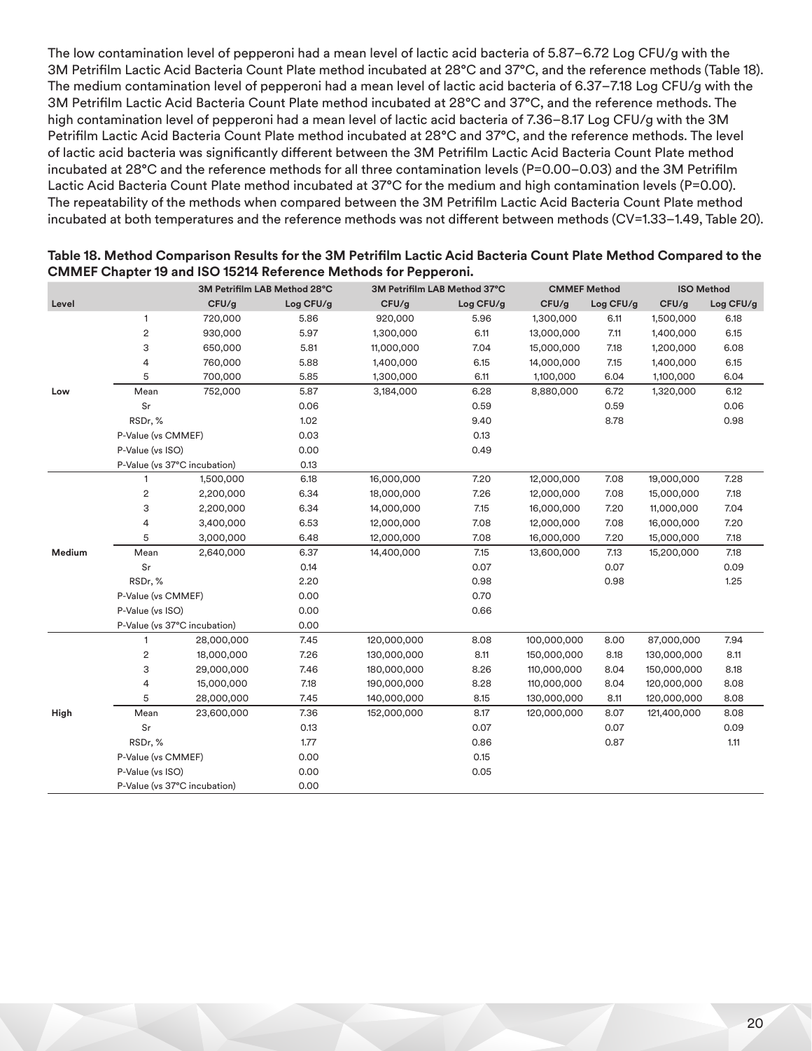The low contamination level of pepperoni had a mean level of lactic acid bacteria of 5.87–6.72 Log CFU/g with the 3M Petrifilm Lactic Acid Bacteria Count Plate method incubated at 28°C and 37°C, and the reference methods (Table 18). The medium contamination level of pepperoni had a mean level of lactic acid bacteria of 6.37–7.18 Log CFU/g with the 3M Petrifilm Lactic Acid Bacteria Count Plate method incubated at 28°C and 37°C, and the reference methods. The high contamination level of pepperoni had a mean level of lactic acid bacteria of 7.36–8.17 Log CFU/g with the 3M Petrifilm Lactic Acid Bacteria Count Plate method incubated at 28°C and 37°C, and the reference methods. The level of lactic acid bacteria was significantly different between the 3M Petrifilm Lactic Acid Bacteria Count Plate method incubated at 28°C and the reference methods for all three contamination levels (P=0.00–0.03) and the 3M Petrifilm Lactic Acid Bacteria Count Plate method incubated at 37°C for the medium and high contamination levels (P=0.00). The repeatability of the methods when compared between the 3M Petrifilm Lactic Acid Bacteria Count Plate method incubated at both temperatures and the reference methods was not different between methods (CV=1.33–1.49, Table 20).

**Table 18. Method Comparison Results for the 3M Petrifilm Lactic Acid Bacteria Count Plate Method Compared to the CMMEF Chapter 19 and ISO 15214 Reference Methods for Pepperoni.**

| | | 3M Petrifilm LAB Method 28°C | | 3M Petrifilm LAB Method 37°C | | CMMEF Method | | ISO Method | |
|---|---|---|---|---|---|---|---|---|---|
| Level | | CFU/g | Log CFU/g | CFU/g | Log CFU/g | CFU/g | Log CFU/g | CFU/g | Log CFU/g |
| | 1 | 720,000 | 5.86 | 920,000 | 5.96 | 1,300,000 | 6.11 | 1,500,000 | 6.18 |
| | 2 | 930,000 | 5.97 | 1,300,000 | 6.11 | 13,000,000 | 7.11 | 1,400,000 | 6.15 |
| | 3 | 650,000 | 5.81 | 11,000,000 | 7.04 | 15,000,000 | 7.18 | 1,200,000 | 6.08 |
| | 4 | 760,000 | 5.88 | 1,400,000 | 6.15 | 14,000,000 | 7.15 | 1,400,000 | 6.15 |
| | 5 | 700,000 | 5.85 | 1,300,000 | 6.11 | 1,100,000 | 6.04 | 1,100,000 | 6.04 |
| Low | Mean | 752,000 | 5.87 | 3,184,000 | 6.28 | 8,880,000 | 6.72 | 1,320,000 | 6.12 |
| | Sr | | 0.06 | | 0.59 | | 0.59 | | 0.06 |
| | RSDr, % | | 1.02 | | 9.40 | | 8.78 | | 0.98 |
| | P-Value (vs CMMEF) | | 0.03 | | 0.13 | | | | |
| | P-Value (vs ISO) | | 0.00 | | 0.49 | | | | |
| | P-Value (vs 37°C incubation) | | 0.13 | | | | | | |
| | 1 | 1,500,000 | 6.18 | 16,000,000 | 7.20 | 12,000,000 | 7.08 | 19,000,000 | 7.28 |
| | 2 | 2,200,000 | 6.34 | 18,000,000 | 7.26 | 12,000,000 | 7.08 | 15,000,000 | 7.18 |
| | 3 | 2,200,000 | 6.34 | 14,000,000 | 7.15 | 16,000,000 | 7.20 | 11,000,000 | 7.04 |
| | 4 | 3,400,000 | 6.53 | 12,000,000 | 7.08 | 12,000,000 | 7.08 | 16,000,000 | 7.20 |
| | 5 | 3,000,000 | 6.48 | 12,000,000 | 7.08 | 16,000,000 | 7.20 | 15,000,000 | 7.18 |
| Medium | Mean | 2,640,000 | 6.37 | 14,400,000 | 7.15 | 13,600,000 | 7.13 | 15,200,000 | 7.18 |
| | Sr | | 0.14 | | 0.07 | | 0.07 | | 0.09 |
| | RSDr, % | | 2.20 | | 0.98 | | 0.98 | | 1.25 |
| | P-Value (vs CMMEF) | | 0.00 | | 0.70 | | | | |
| | P-Value (vs ISO) | | 0.00 | | 0.66 | | | | |
| | P-Value (vs 37°C incubation) | | 0.00 | | | | | | |
| | 1 | 28,000,000 | 7.45 | 120,000,000 | 8.08 | 100,000,000 | 8.00 | 87,000,000 | 7.94 |
| | 2 | 18,000,000 | 7.26 | 130,000,000 | 8.11 | 150,000,000 | 8.18 | 130,000,000 | 8.11 |
| | 3 | 29,000,000 | 7.46 | 180,000,000 | 8.26 | 110,000,000 | 8.04 | 150,000,000 | 8.18 |
| | 4 | 15,000,000 | 7.18 | 190,000,000 | 8.28 | 110,000,000 | 8.04 | 120,000,000 | 8.08 |
| | 5 | 28,000,000 | 7.45 | 140,000,000 | 8.15 | 130,000,000 | 8.11 | 120,000,000 | 8.08 |
| High | Mean | 23,600,000 | 7.36 | 152,000,000 | 8.17 | 120,000,000 | 8.07 | 121,400,000 | 8.08 |
| | Sr | | 0.13 | | 0.07 | | 0.07 | | 0.09 |
| | RSDr, % | | 1.77 | | 0.86 | | 0.87 | | 1.11 |
| | P-Value (vs CMMEF) | | 0.00 | | 0.15 | | | | |
| | P-Value (vs ISO) | | 0.00 | | 0.05 | | | | |
| | P-Value (vs 37°C incubation) | | 0.00 | | | | | | |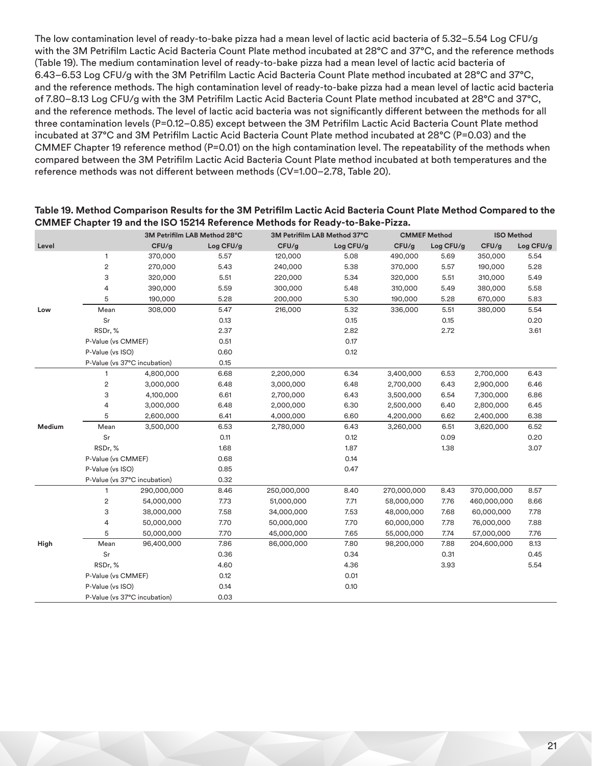The low contamination level of ready-to-bake pizza had a mean level of lactic acid bacteria of 5.32–5.54 Log CFU/g with the 3M Petrifilm Lactic Acid Bacteria Count Plate method incubated at 28°C and 37°C, and the reference methods (Table 19). The medium contamination level of ready-to-bake pizza had a mean level of lactic acid bacteria of 6.43–6.53 Log CFU/g with the 3M Petrifilm Lactic Acid Bacteria Count Plate method incubated at 28°C and 37°C, and the reference methods. The high contamination level of ready-to-bake pizza had a mean level of lactic acid bacteria of 7.80–8.13 Log CFU/g with the 3M Petrifilm Lactic Acid Bacteria Count Plate method incubated at 28°C and 37°C, and the reference methods. The level of lactic acid bacteria was not significantly different between the methods for all three contamination levels (P=0.12–0.85) except between the 3M Petrifilm Lactic Acid Bacteria Count Plate method incubated at 37°C and 3M Petrifilm Lactic Acid Bacteria Count Plate method incubated at 28°C (P=0.03) and the CMMEF Chapter 19 reference method (P=0.01) on the high contamination level. The repeatability of the methods when compared between the 3M Petrifilm Lactic Acid Bacteria Count Plate method incubated at both temperatures and the reference methods was not different between methods (CV=1.00–2.78, Table 20).

**Table 19. Method Comparison Results for the 3M Petrifilm Lactic Acid Bacteria Count Plate Method Compared to the CMMEF Chapter 19 and the ISO 15214 Reference Methods for Ready-to-Bake-Pizza.**

| | | 3M Petrifilm LAB Method 28°C | | 3M Petrifilm LAB Method 37°C | | CMMEF Method | | ISO Method | |
|---|---|---|---|---|---|---|---|---|---|
| Level | | CFU/g | Log CFU/g | CFU/g | Log CFU/g | CFU/g | Log CFU/g | CFU/g | Log CFU/g |
| | 1 | 370,000 | 5.57 | 120,000 | 5.08 | 490,000 | 5.69 | 350,000 | 5.54 |
| | 2 | 270,000 | 5.43 | 240,000 | 5.38 | 370,000 | 5.57 | 190,000 | 5.28 |
| | 3 | 320,000 | 5.51 | 220,000 | 5.34 | 320,000 | 5.51 | 310,000 | 5.49 |
| | 4 | 390,000 | 5.59 | 300,000 | 5.48 | 310,000 | 5.49 | 380,000 | 5.58 |
| | 5 | 190,000 | 5.28 | 200,000 | 5.30 | 190,000 | 5.28 | 670,000 | 5.83 |
| **Low** | Mean | 308,000 | 5.47 | 216,000 | 5.32 | 336,000 | 5.51 | 380,000 | 5.54 |
| | Sr | | 0.13 | | 0.15 | | 0.15 | | 0.20 |
| | RSDr, % | | 2.37 | | 2.82 | | 2.72 | | 3.61 |
| | P-Value (vs CMMEF) | | 0.51 | | 0.17 | | | | |
| | P-Value (vs ISO) | | 0.60 | | 0.12 | | | | |
| | P-Value (vs 37°C incubation) | | 0.15 | | | | | | |
| | 1 | 4,800,000 | 6.68 | 2,200,000 | 6.34 | 3,400,000 | 6.53 | 2,700,000 | 6.43 |
| | 2 | 3,000,000 | 6.48 | 3,000,000 | 6.48 | 2,700,000 | 6.43 | 2,900,000 | 6.46 |
| | 3 | 4,100,000 | 6.61 | 2,700,000 | 6.43 | 3,500,000 | 6.54 | 7,300,000 | 6.86 |
| | 4 | 3,000,000 | 6.48 | 2,000,000 | 6.30 | 2,500,000 | 6.40 | 2,800,000 | 6.45 |
| | 5 | 2,600,000 | 6.41 | 4,000,000 | 6.60 | 4,200,000 | 6.62 | 2,400,000 | 6.38 |
| **Medium** | Mean | 3,500,000 | 6.53 | 2,780,000 | 6.43 | 3,260,000 | 6.51 | 3,620,000 | 6.52 |
| | Sr | | 0.11 | | 0.12 | | 0.09 | | 0.20 |
| | RSDr, % | | 1.68 | | 1.87 | | 1.38 | | 3.07 |
| | P-Value (vs CMMEF) | | 0.68 | | 0.14 | | | | |
| | P-Value (vs ISO) | | 0.85 | | 0.47 | | | | |
| | P-Value (vs 37°C incubation) | | 0.32 | | | | | | |
| | 1 | 290,000,000 | 8.46 | 250,000,000 | 8.40 | 270,000,000 | 8.43 | 370,000,000 | 8.57 |
| | 2 | 54,000,000 | 7.73 | 51,000,000 | 7.71 | 58,000,000 | 7.76 | 460,000,000 | 8.66 |
| | 3 | 38,000,000 | 7.58 | 34,000,000 | 7.53 | 48,000,000 | 7.68 | 60,000,000 | 7.78 |
| | 4 | 50,000,000 | 7.70 | 50,000,000 | 7.70 | 60,000,000 | 7.78 | 76,000,000 | 7.88 |
| | 5 | 50,000,000 | 7.70 | 45,000,000 | 7.65 | 55,000,000 | 7.74 | 57,000,000 | 7.76 |
| **High** | Mean | 96,400,000 | 7.86 | 86,000,000 | 7.80 | 98,200,000 | 7.88 | 204,600,000 | 8.13 |
| | Sr | | 0.36 | | 0.34 | | 0.31 | | 0.45 |
| | RSDr, % | | 4.60 | | 4.36 | | 3.93 | | 5.54 |
| | P-Value (vs CMMEF) | | 0.12 | | 0.01 | | | | |
| | P-Value (vs ISO) | | 0.14 | | 0.10 | | | | |
| | P-Value (vs 37°C incubation) | | 0.03 | | | | | | |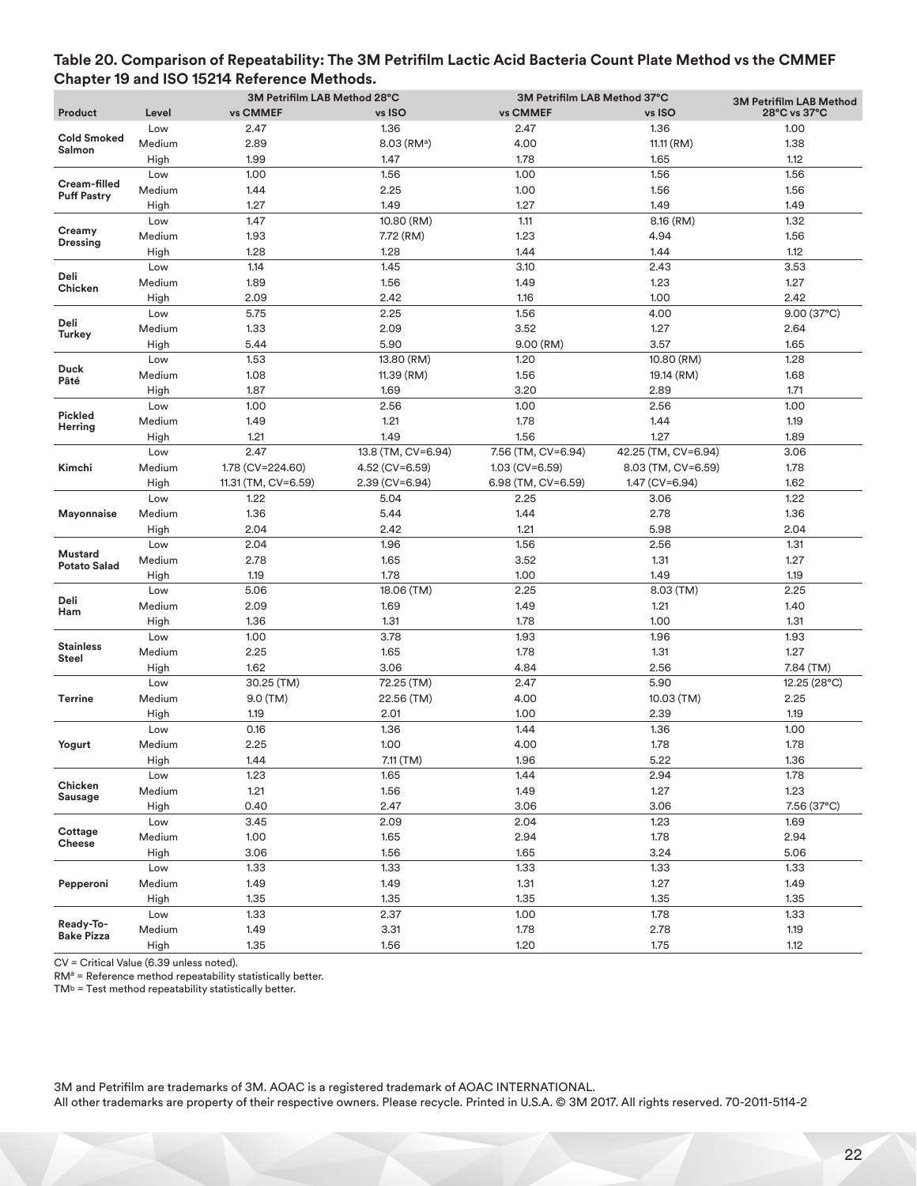**Table 20. Comparison of Repeatability: The 3M Petrifilm Lactic Acid Bacteria Count Plate Method vs the CMMEF Chapter 19 and ISO 15214 Reference Methods.**

| | | 3M Petrifilm LAB Method 28°C | | 3M Petrifilm LAB Method 37°C | | 3M Petrifilm LAB Method |
|---|---|---|---|---|---|---|
| **Product** | **Level** | **vs CMMEF** | **vs ISO** | **vs CMMEF** | **vs ISO** | **28°C vs 37°C** |
| Cold Smoked Salmon | Low | 2.47 | 1.36 | 2.47 | 1.36 | 1.00 |
| | Medium | 2.89 | 8.03 (RM[a]) | 4.00 | 11.11 (RM) | 1.38 |
| | High | 1.99 | 1.47 | 1.78 | 1.65 | 1.12 |
| Cream-filled Puff Pastry | Low | 1.00 | 1.56 | 1.00 | 1.56 | 1.56 |
| | Medium | 1.44 | 2.25 | 1.00 | 1.56 | 1.56 |
| | High | 1.27 | 1.49 | 1.27 | 1.49 | 1.49 |
| Creamy Dressing | Low | 1.47 | 10.80 (RM) | 1.11 | 8.16 (RM) | 1.32 |
| | Medium | 1.93 | 7.72 (RM) | 1.23 | 4.94 | 1.56 |
| | High | 1.28 | 1.28 | 1.44 | 1.44 | 1.12 |
| Deli Chicken | Low | 1.14 | 1.45 | 3.10 | 2.43 | 3.53 |
| | Medium | 1.89 | 1.56 | 1.49 | 1.23 | 1.27 |
| | High | 2.09 | 2.42 | 1.16 | 1.00 | 2.42 |
| Deli Turkey | Low | 5.75 | 2.25 | 1.56 | 4.00 | 9.00 (37°C) |
| | Medium | 1.33 | 2.09 | 3.52 | 1.27 | 2.64 |
| | High | 5.44 | 5.90 | 9.00 (RM) | 3.57 | 1.65 |
| Duck Pâté | Low | 1.53 | 13.80 (RM) | 1.20 | 10.80 (RM) | 1.28 |
| | Medium | 1.08 | 11.39 (RM) | 1.56 | 19.14 (RM) | 1.68 |
| | High | 1.87 | 1.69 | 3.20 | 2.89 | 1.71 |
| Pickled Herring | Low | 1.00 | 2.56 | 1.00 | 2.56 | 1.00 |
| | Medium | 1.49 | 1.21 | 1.78 | 1.44 | 1.19 |
| | High | 1.21 | 1.49 | 1.56 | 1.27 | 1.89 |
| Kimchi | Low | 2.47 | 13.8 (TM, CV=6.94) | 7.56 (TM, CV=6.94) | 42.25 (TM, CV=6.94) | 3.06 |
| | Medium | 1.78 (CV=224.60) | 4.52 (CV=6.59) | 1.03 (CV=6.59) | 8.03 (TM, CV=6.59) | 1.78 |
| | High | 11.31 (TM, CV=6.59) | 2.39 (CV=6.94) | 6.98 (TM, CV=6.59) | 1.47 (CV=6.94) | 1.62 |
| Mayonnaise | Low | 1.22 | 5.04 | 2.25 | 3.06 | 1.22 |
| | Medium | 1.36 | 5.44 | 1.44 | 2.78 | 1.36 |
| | High | 2.04 | 2.42 | 1.21 | 5.98 | 2.04 |
| Mustard Potato Salad | Low | 2.04 | 1.96 | 1.56 | 2.56 | 1.31 |
| | Medium | 2.78 | 1.65 | 3.52 | 1.31 | 1.27 |
| | High | 1.19 | 1.78 | 1.00 | 1.49 | 1.19 |
| Deli Ham | Low | 5.06 | 18.06 (TM) | 2.25 | 8.03 (TM) | 2.25 |
| | Medium | 2.09 | 1.69 | 1.49 | 1.21 | 1.40 |
| | High | 1.36 | 1.31 | 1.78 | 1.00 | 1.31 |
| Stainless Steel | Low | 1.00 | 3.78 | 1.93 | 1.96 | 1.93 |
| | Medium | 2.25 | 1.65 | 1.78 | 1.31 | 1.27 |
| | High | 1.62 | 3.06 | 4.84 | 2.56 | 7.84 (TM) |
| Terrine | Low | 30.25 (TM) | 72.25 (TM) | 2.47 | 5.90 | 12.25 (28°C) |
| | Medium | 9.0 (TM) | 22.56 (TM) | 4.00 | 10.03 (TM) | 2.25 |
| | High | 1.19 | 2.01 | 1.00 | 2.39 | 1.19 |
| Yogurt | Low | 0.16 | 1.36 | 1.44 | 1.36 | 1.00 |
| | Medium | 2.25 | 1.00 | 4.00 | 1.78 | 1.78 |
| | High | 1.44 | 7.11 (TM) | 1.96 | 5.22 | 1.36 |
| Chicken Sausage | Low | 1.23 | 1.65 | 1.44 | 2.94 | 1.78 |
| | Medium | 1.21 | 1.56 | 1.49 | 1.27 | 1.23 |
| | High | 0.40 | 2.47 | 3.06 | 3.06 | 7.56 (37°C) |
| Cottage Cheese | Low | 3.45 | 2.09 | 2.04 | 1.23 | 1.69 |
| | Medium | 1.00 | 1.65 | 2.94 | 1.78 | 2.94 |
| | High | 3.06 | 1.56 | 1.65 | 3.24 | 5.06 |
| Pepperoni | Low | 1.33 | 1.33 | 1.33 | 1.33 | 1.33 |
| | Medium | 1.49 | 1.49 | 1.31 | 1.27 | 1.49 |
| | High | 1.35 | 1.35 | 1.35 | 1.35 | 1.35 |
| Ready-To-Bake Pizza | Low | 1.33 | 2.37 | 1.00 | 1.78 | 1.33 |
| | Medium | 1.49 | 3.31 | 1.78 | 2.78 | 1.19 |
| | High | 1.35 | 1.56 | 1.20 | 1.75 | 1.12 |

CV = Critical Value (6.39 unless noted).

RM[a] = Reference method repeatability statistically better.

TM[b] = Test method repeatability statistically better.

3M and Petrifilm are trademarks of 3M. AOAC is a registered trademark of AOAC INTERNATIONAL.
All other trademarks are property of their respective owners. Please recycle. Printed in U.S.A. © 3M 2017. All rights reserved. 70-2011-5114-2